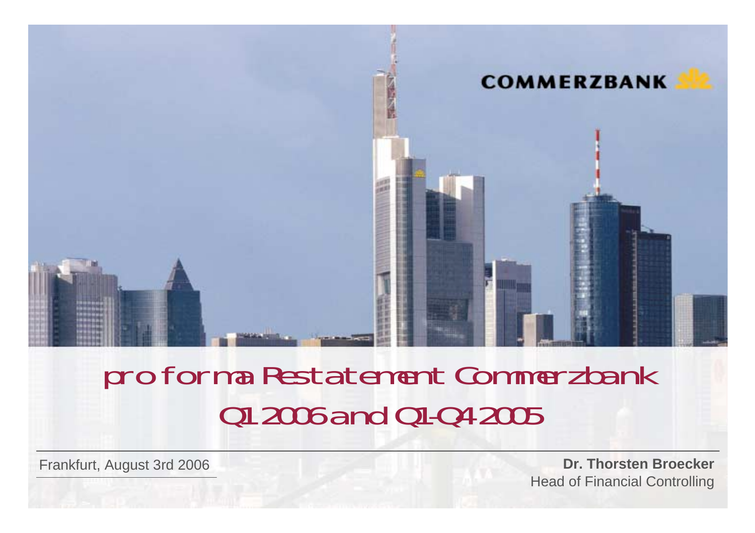COMMERZBANK

# pro forma Restatement Commerzbank
# Q1 2006 and Q1-Q4 2005

Frankfurt, August 3rd 2006

**Dr. Thorsten Broecker**
Head of Financial Controlling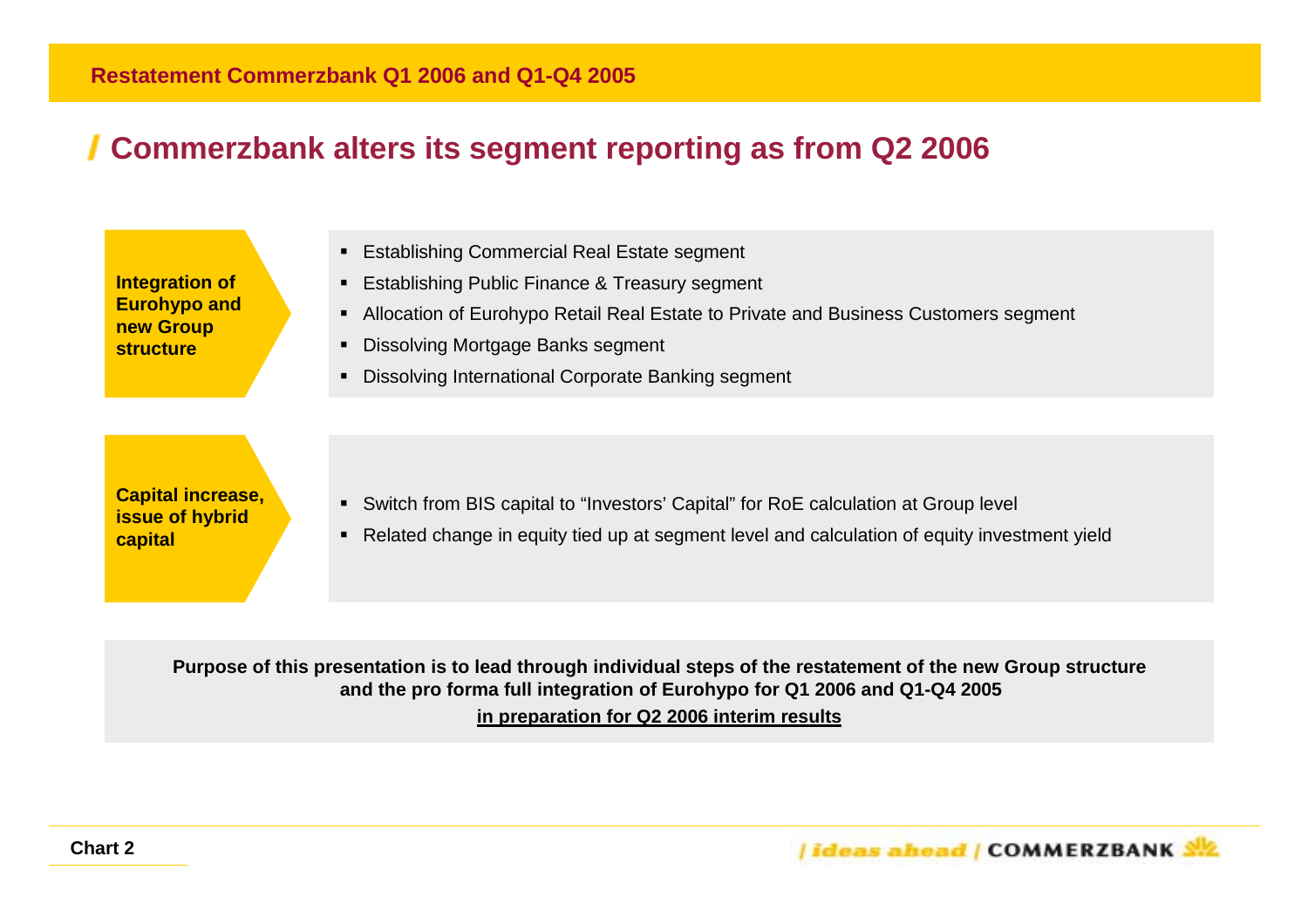# Commerzbank alters its segment reporting as from Q2 2006

**Integration of Eurohypo and new Group structure**

- Establishing Commercial Real Estate segment
- Establishing Public Finance & Treasury segment
- Allocation of Eurohypo Retail Real Estate to Private and Business Customers segment
- Dissolving Mortgage Banks segment
- Dissolving International Corporate Banking segment

**Capital increase, issue of hybrid capital**

- Switch from BIS capital to "Investors' Capital" for RoE calculation at Group level
- Related change in equity tied up at segment level and calculation of equity investment yield

**Purpose of this presentation is to lead through individual steps of the restatement of the new Group structure and the pro forma full integration of Eurohypo for Q1 2006 and Q1-Q4 2005**

**in preparation for Q2 2006 interim results**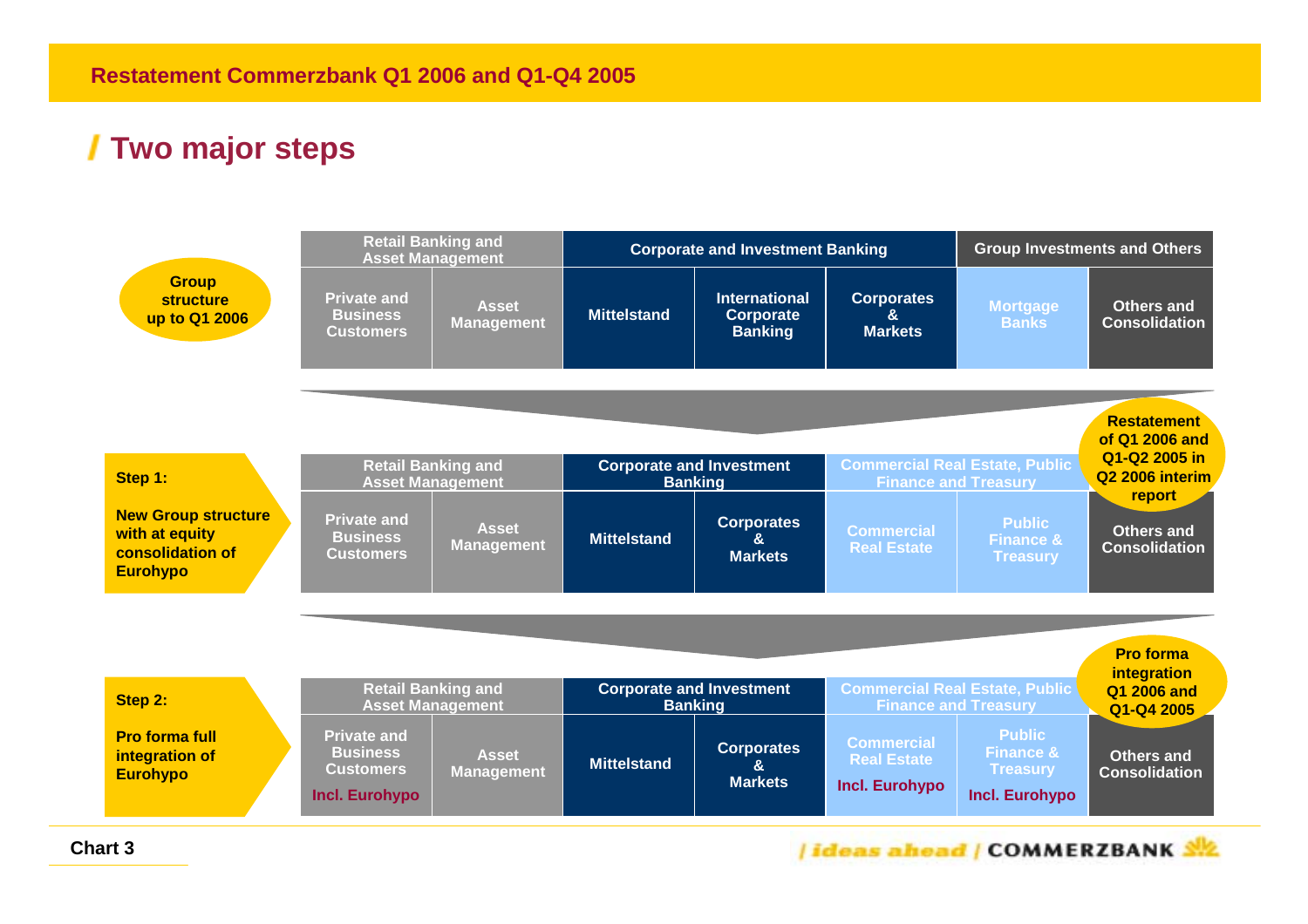## Two major steps

**Group structure up to Q1 2006**

| Retail Banking and Asset Management | | Corporate and Investment Banking | | | Group Investments and Others | |
|---|---|---|---|---|---|---|
| Private and Business Customers | Asset Management | Mittelstand | International Corporate Banking | Corporates & Markets | Mortgage Banks | Others and Consolidation |

**Step 1:**

**New Group structure with at equity consolidation of Eurohypo**

**Restatement of Q1 2006 and Q1-Q2 2005 in Q2 2006 interim report**

| Retail Banking and Asset Management | | Corporate and Investment Banking | | Commercial Real Estate, Public Finance and Treasury | | |
|---|---|---|---|---|---|---|
| Private and Business Customers | Asset Management | Mittelstand | Corporates & Markets | Commercial Real Estate | Public Finance & Treasury | Others and Consolidation |

**Step 2:**

**Pro forma full integration of Eurohypo**

**Pro forma integration Q1 2006 and Q1-Q4 2005**

| Retail Banking and Asset Management | | Corporate and Investment Banking | | Commercial Real Estate, Public Finance and Treasury | | |
|---|---|---|---|---|---|---|
| Private and Business Customers Incl. Eurohypo | Asset Management | Mittelstand | Corporates & Markets | Commercial Real Estate Incl. Eurohypo | Public Finance & Treasury Incl. Eurohypo | Others and Consolidation |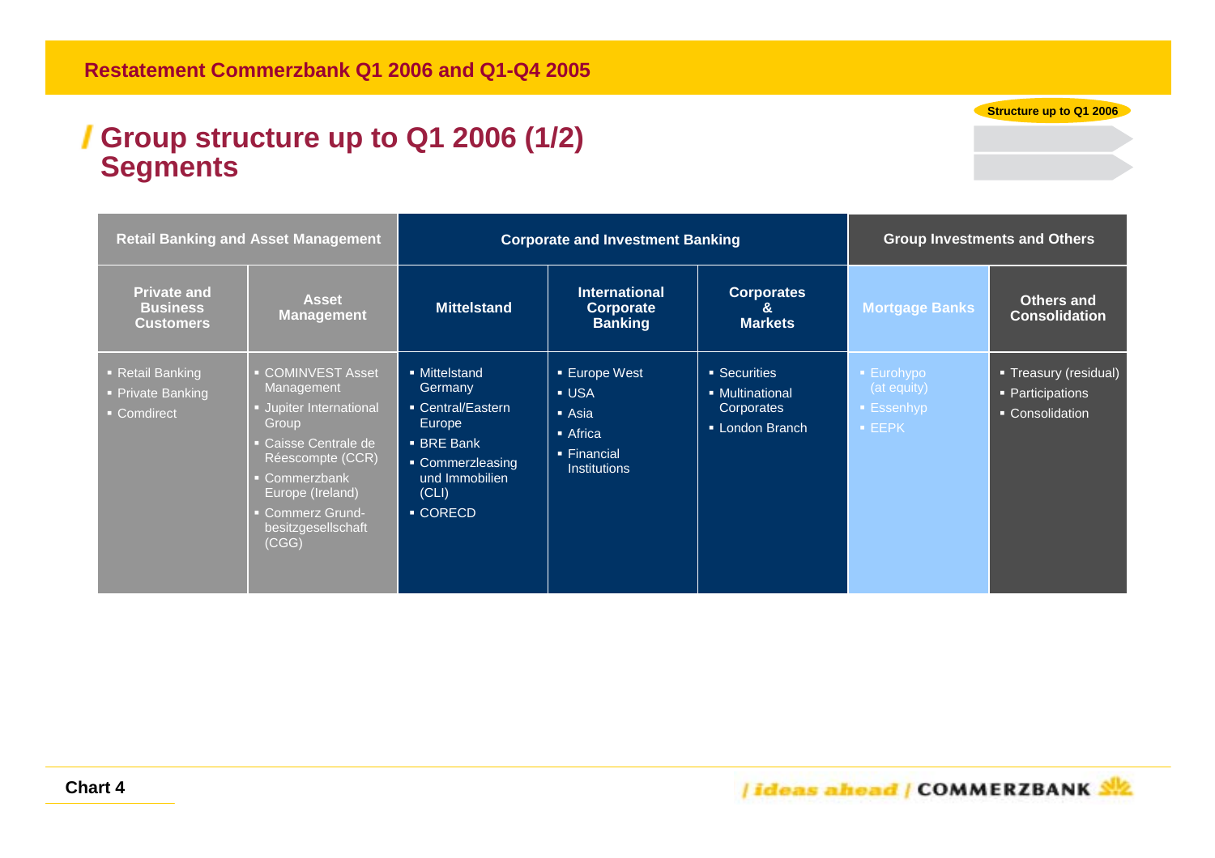# Group structure up to Q1 2006 (1/2)
## Segments

Structure up to Q1 2006

| Retail Banking and Asset Management | | Corporate and Investment Banking | | | Group Investments and Others | |
|---|---|---|---|---|---|---|
| **Private and Business Customers** | **Asset Management** | **Mittelstand** | **International Corporate Banking** | **Corporates & Markets** | **Mortgage Banks** | **Others and Consolidation** |
| ▪ Retail Banking<br>▪ Private Banking<br>▪ Comdirect | ▪ COMINVEST Asset Management<br>▪ Jupiter International Group<br>▪ Caisse Centrale de Réescompte (CCR)<br>▪ Commerzbank Europe (Ireland)<br>▪ Commerz Grund-besitzgesellschaft (CGG) | ▪ Mittelstand Germany<br>▪ Central/Eastern Europe<br>▪ BRE Bank<br>▪ Commerzleasing und Immobilien (CLI)<br>▪ CORECD | ▪ Europe West<br>▪ USA<br>▪ Asia<br>▪ Africa<br>▪ Financial Institutions | ▪ Securities<br>▪ Multinational Corporates<br>▪ London Branch | ▪ Eurohypo (at equity)<br>▪ Essenhyp<br>▪ EEPK | ▪ Treasury (residual)<br>▪ Participations<br>▪ Consolidation |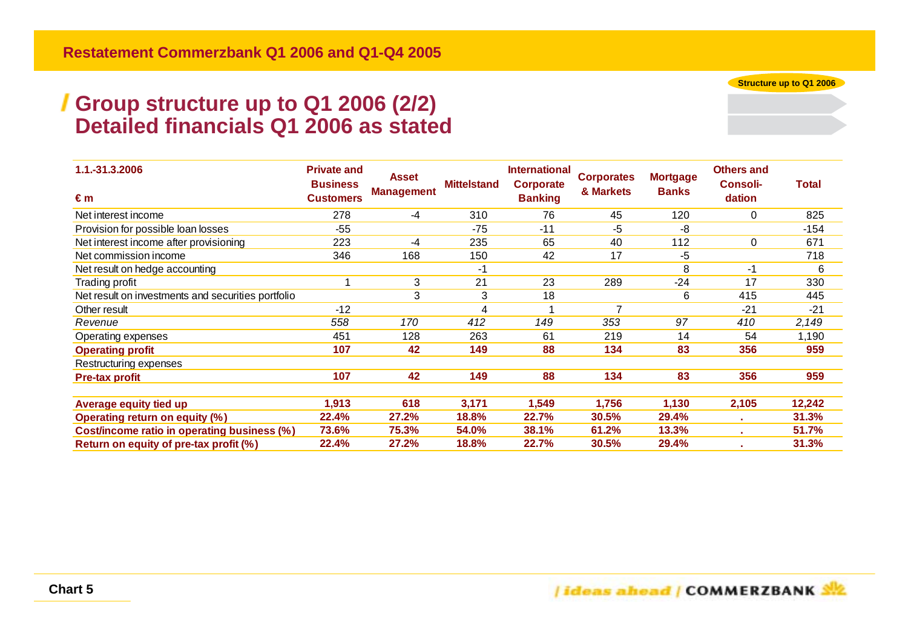# Restatement Commerzbank Q1 2006 and Q1-Q4 2005

Structure up to Q1 2006

## Group structure up to Q1 2006 (2/2)
## Detailed financials Q1 2006 as stated

| 1.1.-31.3.2006<br>€ m | Private and Business Customers | Asset Management | Mittelstand | International Corporate Banking | Corporates & Markets | Mortgage Banks | Others and Consoli-dation | Total |
|---|---|---|---|---|---|---|---|---|
| Net interest income | 278 | -4 | 310 | 76 | 45 | 120 | 0 | 825 |
| Provision for possible loan losses | -55 | | -75 | -11 | -5 | -8 | | -154 |
| Net interest income after provisioning | 223 | -4 | 235 | 65 | 40 | 112 | 0 | 671 |
| Net commission income | 346 | 168 | 150 | 42 | 17 | -5 | | 718 |
| Net result on hedge accounting | | | -1 | | | 8 | -1 | 6 |
| Trading profit | 1 | 3 | 21 | 23 | 289 | -24 | 17 | 330 |
| Net result on investments and securities portfolio | | 3 | 3 | 18 | | 6 | 415 | 445 |
| Other result | -12 | | 4 | 1 | 7 | | -21 | -21 |
| *Revenue* | *558* | *170* | *412* | *149* | *353* | *97* | *410* | *2,149* |
| Operating expenses | 451 | 128 | 263 | 61 | 219 | 14 | 54 | 1,190 |
| **Operating profit** | **107** | **42** | **149** | **88** | **134** | **83** | **356** | **959** |
| Restructuring expenses | | | | | | | | |
| **Pre-tax profit** | **107** | **42** | **149** | **88** | **134** | **83** | **356** | **959** |
| | | | | | | | | |
| **Average equity tied up** | **1,913** | **618** | **3,171** | **1,549** | **1,756** | **1,130** | **2,105** | **12,242** |
| **Operating return on equity (%)** | **22.4%** | **27.2%** | **18.8%** | **22.7%** | **30.5%** | **29.4%** | **.** | **31.3%** |
| **Cost/income ratio in operating business (%)** | **73.6%** | **75.3%** | **54.0%** | **38.1%** | **61.2%** | **13.3%** | **.** | **51.7%** |
| **Return on equity of pre-tax profit (%)** | **22.4%** | **27.2%** | **18.8%** | **22.7%** | **30.5%** | **29.4%** | **.** | **31.3%** |

Chart 5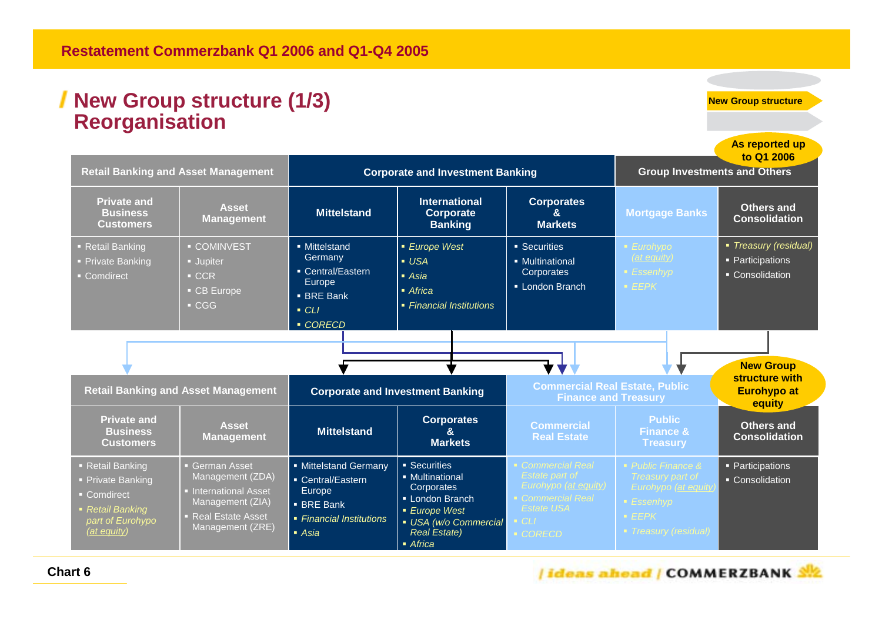# Restatement Commerzbank Q1 2006 and Q1-Q4 2005

## New Group structure (1/3) Reorganisation

New Group structure

**As reported up to Q1 2006**

| Retail Banking and Asset Management | | Corporate and Investment Banking | | | Group Investments and Others | |
|---|---|---|---|---|---|---|
| **Private and Business Customers** | **Asset Management** | **Mittelstand** | **International Corporate Banking** | **Corporates & Markets** | **Mortgage Banks** | **Others and Consolidation** |
| ▪ Retail Banking<br>▪ Private Banking<br>▪ Comdirect | ▪ COMINVEST<br>▪ Jupiter<br>▪ CCR<br>▪ CB Europe<br>▪ CGG | ▪ Mittelstand Germany<br>▪ Central/Eastern Europe<br>▪ BRE Bank<br>▪ *CLI*<br>▪ *CORECD* | ▪ *Europe West*<br>▪ *USA*<br>▪ *Asia*<br>▪ *Africa*<br>▪ *Financial Institutions* | ▪ Securities<br>▪ Multinational Corporates<br>▪ London Branch | ▪ *Eurohypo (at equity)*<br>▪ *Essenhyp*<br>▪ *EEPK* | ▪ *Treasury (residual)*<br>▪ Participations<br>▪ Consolidation |

**New Group structure with Eurohypo at equity**

| Retail Banking and Asset Management | | Corporate and Investment Banking | | Commercial Real Estate, Public Finance and Treasury | | |
|---|---|---|---|---|---|---|
| **Private and Business Customers** | **Asset Management** | **Mittelstand** | **Corporates & Markets** | **Commercial Real Estate** | **Public Finance & Treasury** | **Others and Consolidation** |
| ▪ Retail Banking<br>▪ Private Banking<br>▪ Comdirect<br>▪ *Retail Banking part of Eurohypo (at equity)* | ▪ German Asset Management (ZDA)<br>▪ International Asset Management (ZIA)<br>▪ Real Estate Asset Management (ZRE) | ▪ Mittelstand Germany<br>▪ Central/Eastern Europe<br>▪ BRE Bank<br>▪ *Financial Institutions*<br>▪ *Asia* | ▪ Securities<br>▪ Multinational Corporates<br>▪ London Branch<br>▪ *Europe West*<br>▪ *USA (w/o Commercial Real Estate)*<br>▪ *Africa* | ▪ *Commercial Real Estate part of Eurohypo (at equity)*<br>▪ *Commercial Real Estate USA*<br>▪ *CLI*<br>▪ *CORECD* | ▪ *Public Finance & Treasury part of Eurohypo (at equity)*<br>▪ *Essenhyp*<br>▪ *EEPK*<br>▪ *Treasury (residual)* | ▪ Participations<br>▪ Consolidation |

Chart 6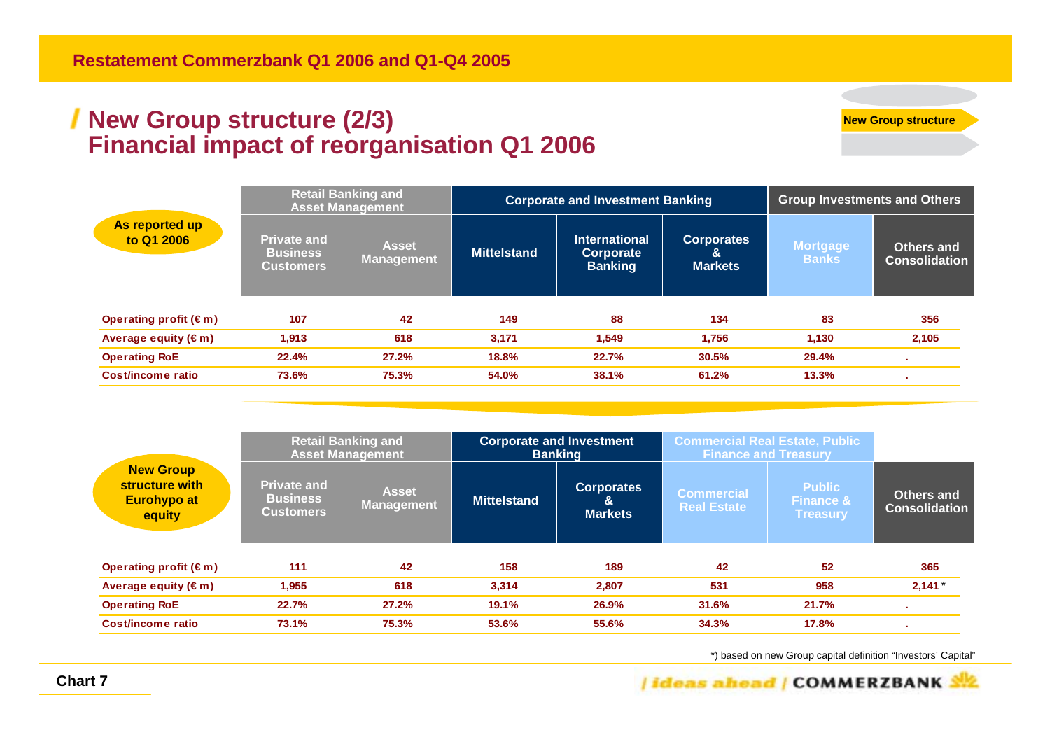## New Group structure (2/3)
## Financial impact of reorganisation Q1 2006

New Group structure

**As reported up to Q1 2006**

| | Retail Banking and Asset Management | | Corporate and Investment Banking | | | Group Investments and Others | |
|---|---|---|---|---|---|---|---|
| | Private and Business Customers | Asset Management | Mittelstand | International Corporate Banking | Corporates & Markets | Mortgage Banks | Others and Consolidation |
| Operating profit (€ m) | 107 | 42 | 149 | 88 | 134 | 83 | 356 |
| Average equity (€ m) | 1,913 | 618 | 3,171 | 1,549 | 1,756 | 1,130 | 2,105 |
| Operating RoE | 22.4% | 27.2% | 18.8% | 22.7% | 30.5% | 29.4% | . |
| Cost/income ratio | 73.6% | 75.3% | 54.0% | 38.1% | 61.2% | 13.3% | . |

**New Group structure with Eurohypo at equity**

| | Retail Banking and Asset Management | | Corporate and Investment Banking | | Commercial Real Estate, Public Finance and Treasury | | |
|---|---|---|---|---|---|---|---|
| | Private and Business Customers | Asset Management | Mittelstand | Corporates & Markets | Commercial Real Estate | Public Finance & Treasury | Others and Consolidation |
| Operating profit (€ m) | 111 | 42 | 158 | 189 | 42 | 52 | 365 |
| Average equity (€ m) | 1,955 | 618 | 3,314 | 2,807 | 531 | 958 | 2,141 * |
| Operating RoE | 22.7% | 27.2% | 19.1% | 26.9% | 31.6% | 21.7% | . |
| Cost/income ratio | 73.1% | 75.3% | 53.6% | 55.6% | 34.3% | 17.8% | . |

*) based on new Group capital definition "Investors' Capital"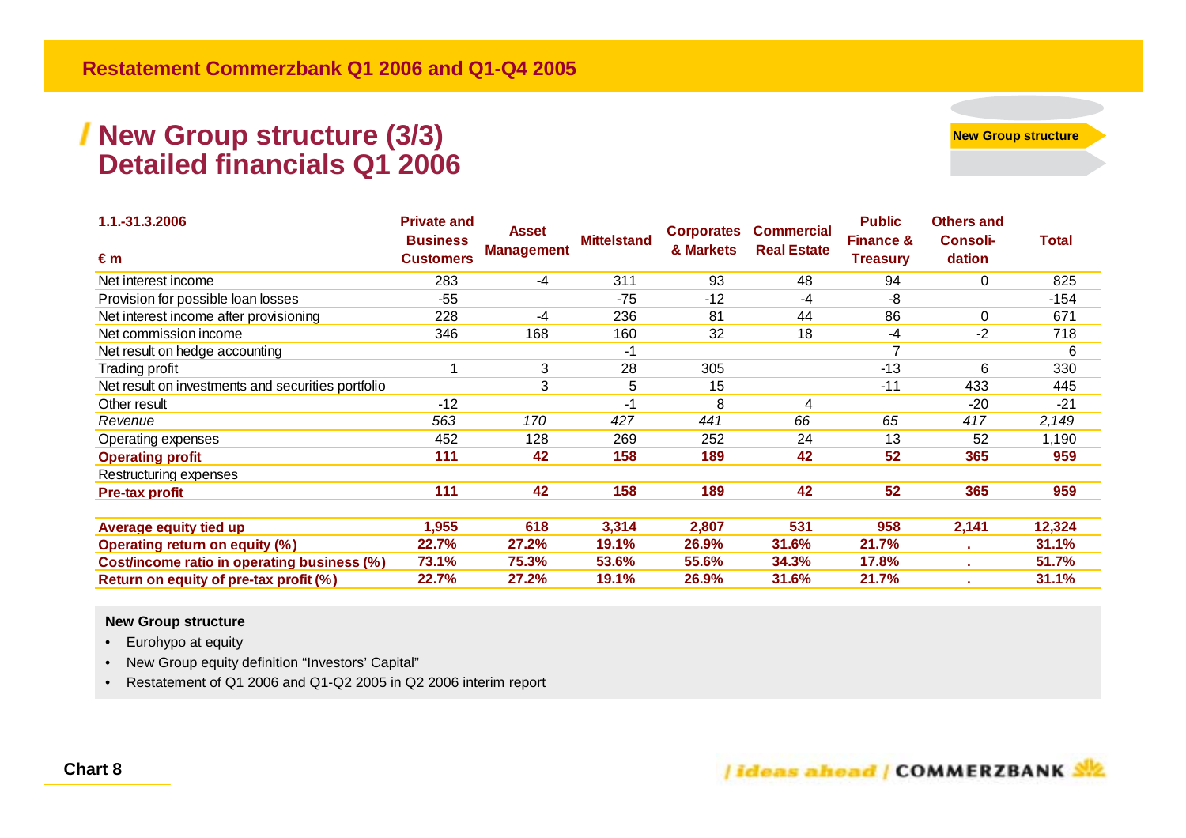# Restatement Commerzbank Q1 2006 and Q1-Q4 2005

## New Group structure (3/3)
## Detailed financials Q1 2006

New Group structure

| 1.1.-31.3.2006<br>€ m | Private and Business Customers | Asset Management | Mittelstand | Corporates & Markets | Commercial Real Estate | Public Finance & Treasury | Others and Consoli-dation | Total |
|---|---|---|---|---|---|---|---|---|
| Net interest income | 283 | -4 | 311 | 93 | 48 | 94 | 0 | 825 |
| Provision for possible loan losses | -55 | | -75 | -12 | -4 | -8 | | -154 |
| Net interest income after provisioning | 228 | -4 | 236 | 81 | 44 | 86 | 0 | 671 |
| Net commission income | 346 | 168 | 160 | 32 | 18 | -4 | -2 | 718 |
| Net result on hedge accounting | | | -1 | | | 7 | | 6 |
| Trading profit | 1 | 3 | 28 | 305 | | -13 | 6 | 330 |
| Net result on investments and securities portfolio | | 3 | 5 | 15 | | -11 | 433 | 445 |
| Other result | -12 | | -1 | 8 | 4 | | -20 | -21 |
| *Revenue* | *563* | *170* | *427* | *441* | *66* | *65* | *417* | *2,149* |
| Operating expenses | 452 | 128 | 269 | 252 | 24 | 13 | 52 | 1,190 |
| **Operating profit** | **111** | **42** | **158** | **189** | **42** | **52** | **365** | **959** |
| Restructuring expenses | | | | | | | | |
| **Pre-tax profit** | **111** | **42** | **158** | **189** | **42** | **52** | **365** | **959** |
| | | | | | | | | |
| **Average equity tied up** | **1,955** | **618** | **3,314** | **2,807** | **531** | **958** | **2,141** | **12,324** |
| **Operating return on equity (%)** | **22.7%** | **27.2%** | **19.1%** | **26.9%** | **31.6%** | **21.7%** | **.** | **31.1%** |
| **Cost/income ratio in operating business (%)** | **73.1%** | **75.3%** | **53.6%** | **55.6%** | **34.3%** | **17.8%** | **.** | **51.7%** |
| **Return on equity of pre-tax profit (%)** | **22.7%** | **27.2%** | **19.1%** | **26.9%** | **31.6%** | **21.7%** | **.** | **31.1%** |

**New Group structure**

- Eurohypo at equity
- New Group equity definition "Investors' Capital"
- Restatement of Q1 2006 and Q1-Q2 2005 in Q2 2006 interim report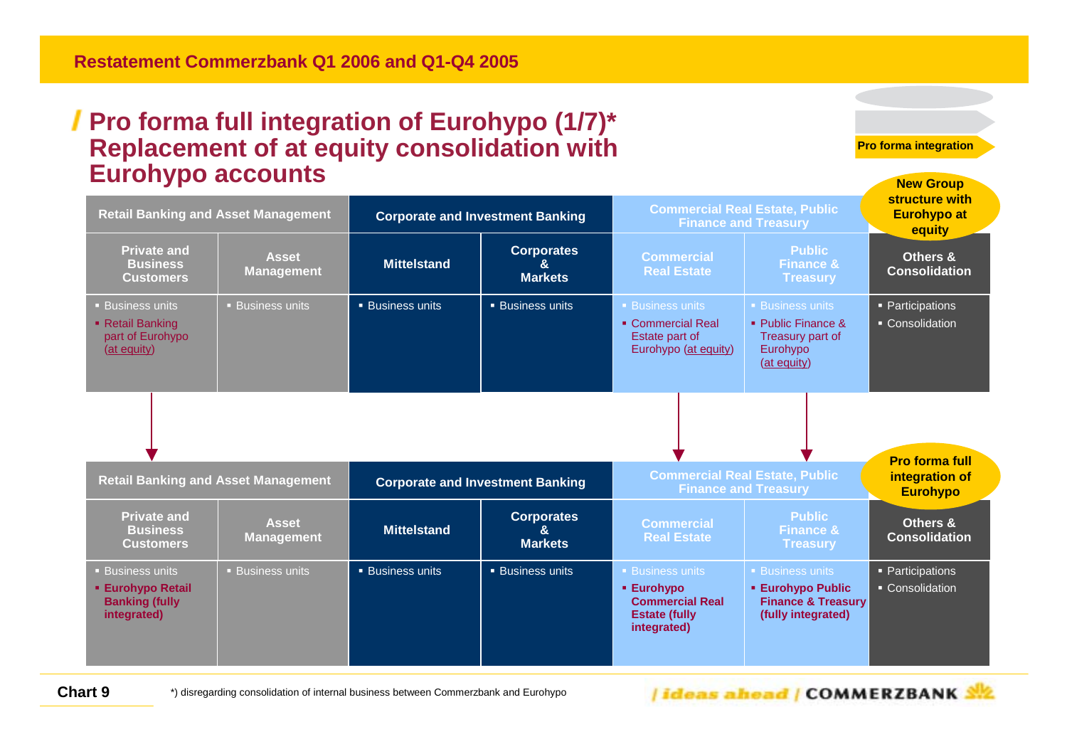# Pro forma full integration of Eurohypo (1/7)* Replacement of at equity consolidation with Eurohypo accounts

Pro forma integration

**New Group structure with Eurohypo at equity**

| Retail Banking and Asset Management | | Corporate and Investment Banking | | Commercial Real Estate, Public Finance and Treasury | | |
|---|---|---|---|---|---|---|
| **Private and Business Customers** | **Asset Management** | **Mittelstand** | **Corporates & Markets** | **Commercial Real Estate** | **Public Finance & Treasury** | **Others & Consolidation** |
| ▪ Business units<br>▪ Retail Banking part of Eurohypo (at equity) | ▪ Business units | ▪ Business units | ▪ Business units | ▪ Business units<br>▪ Commercial Real Estate part of Eurohypo (at equity) | ▪ Business units<br>▪ Public Finance & Treasury part of Eurohypo (at equity) | ▪ Participations<br>▪ Consolidation |

**Pro forma full integration of Eurohypo**

| Retail Banking and Asset Management | | Corporate and Investment Banking | | Commercial Real Estate, Public Finance and Treasury | | |
|---|---|---|---|---|---|---|
| **Private and Business Customers** | **Asset Management** | **Mittelstand** | **Corporates & Markets** | **Commercial Real Estate** | **Public Finance & Treasury** | **Others & Consolidation** |
| ▪ Business units<br>▪ **Eurohypo Retail Banking (fully integrated)** | ▪ Business units | ▪ Business units | ▪ Business units | ▪ Business units<br>▪ **Eurohypo Commercial Real Estate (fully integrated)** | ▪ Business units<br>▪ **Eurohypo Public Finance & Treasury (fully integrated)** | ▪ Participations<br>▪ Consolidation |

*) disregarding consolidation of internal business between Commerzbank and Eurohypo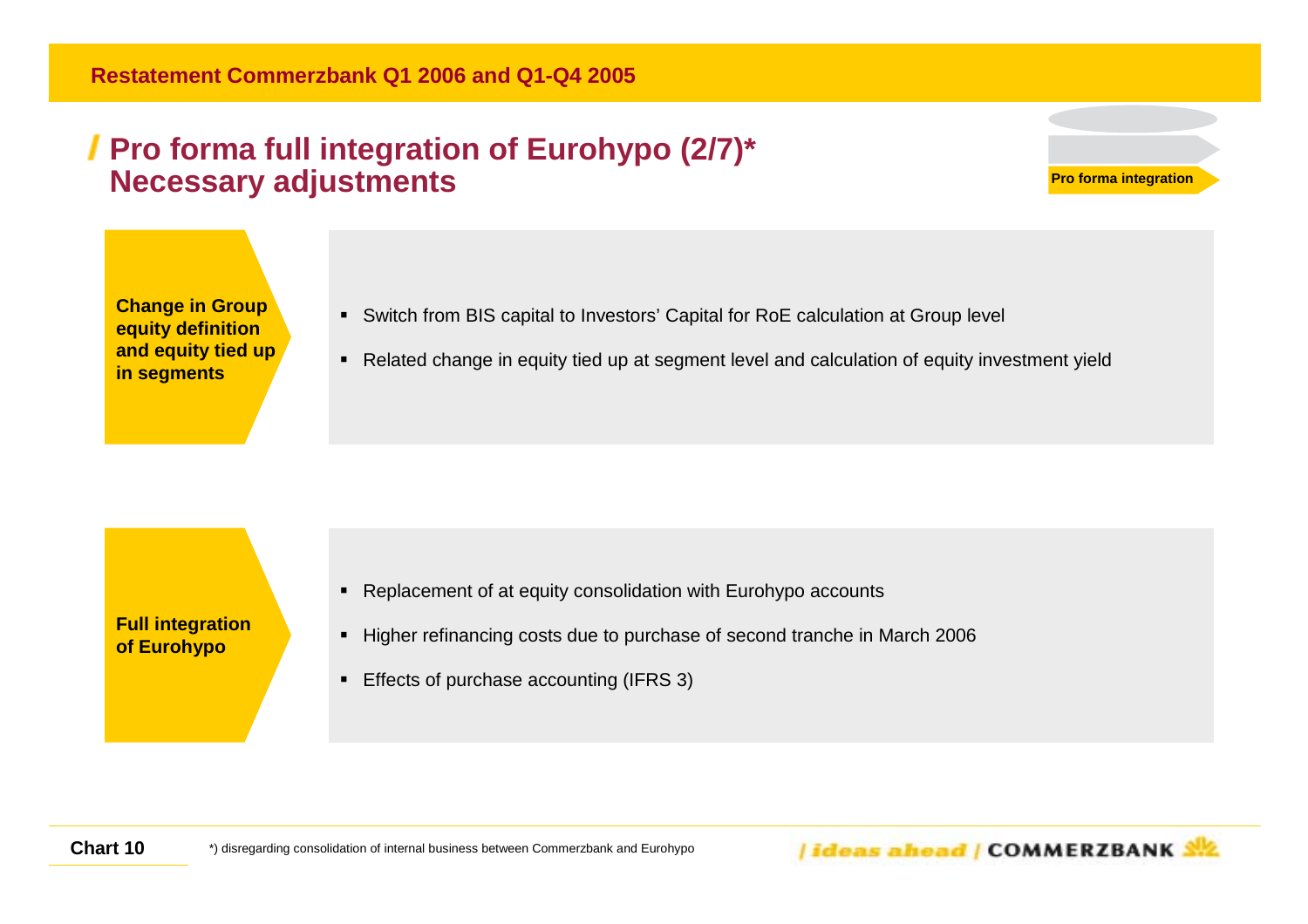# Pro forma full integration of Eurohypo (2/7)* Necessary adjustments

Pro forma integration

**Change in Group equity definition and equity tied up in segments**

- Switch from BIS capital to Investors' Capital for RoE calculation at Group level
- Related change in equity tied up at segment level and calculation of equity investment yield

**Full integration of Eurohypo**

- Replacement of at equity consolidation with Eurohypo accounts
- Higher refinancing costs due to purchase of second tranche in March 2006
- Effects of purchase accounting (IFRS 3)

*) disregarding consolidation of internal business between Commerzbank and Eurohypo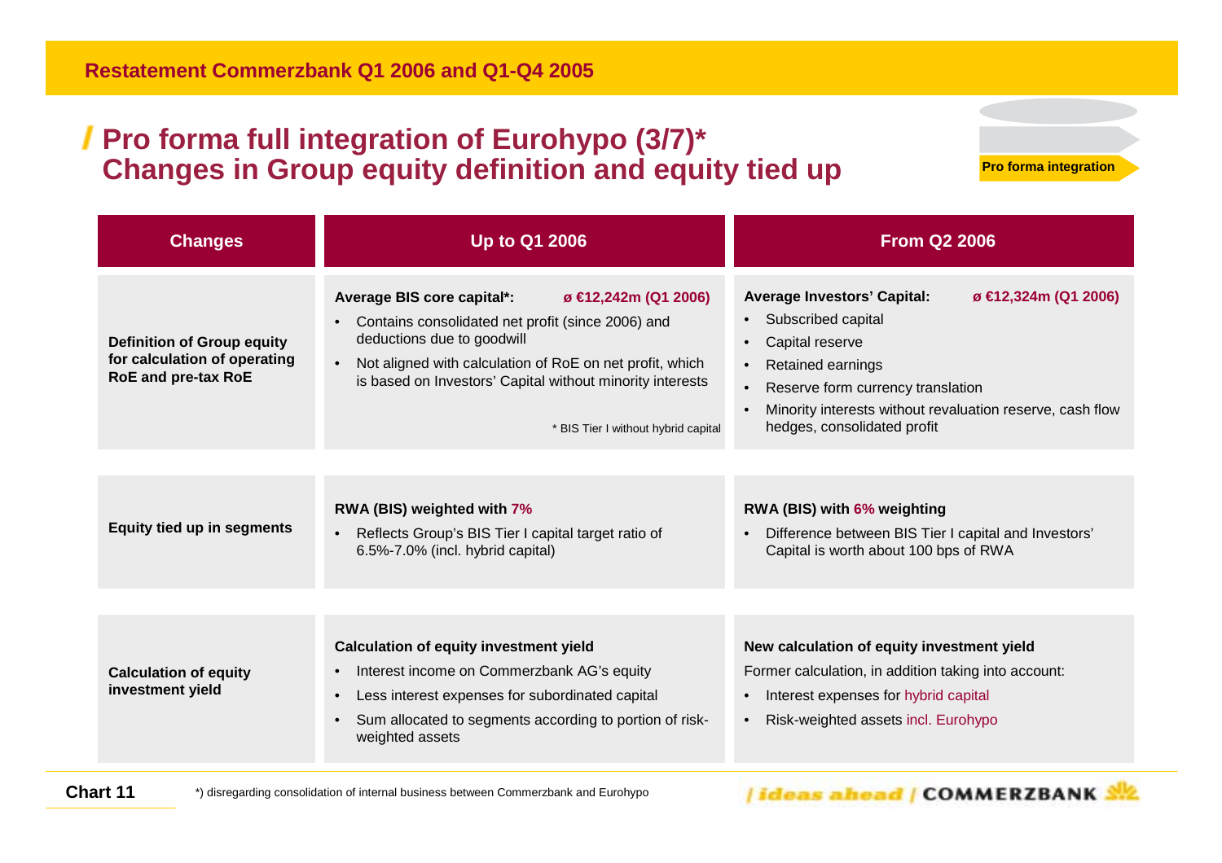**Restatement Commerzbank Q1 2006 and Q1-Q4 2005**

# Pro forma full integration of Eurohypo (3/7)* Changes in Group equity definition and equity tied up

Pro forma integration

| Changes | Up to Q1 2006 | From Q2 2006 |
|---|---|---|
| **Definition of Group equity for calculation of operating RoE and pre-tax RoE** | **Average BIS core capital*:** **ø €12,242m (Q1 2006)**<br>• Contains consolidated net profit (since 2006) and deductions due to goodwill<br>• Not aligned with calculation of RoE on net profit, which is based on Investors' Capital without minority interests<br>* BIS Tier I without hybrid capital | **Average Investors' Capital:** **ø €12,324m (Q1 2006)**<br>• Subscribed capital<br>• Capital reserve<br>• Retained earnings<br>• Reserve form currency translation<br>• Minority interests without revaluation reserve, cash flow hedges, consolidated profit |
| **Equity tied up in segments** | **RWA (BIS) weighted with 7%**<br>• Reflects Group's BIS Tier I capital target ratio of 6.5%-7.0% (incl. hybrid capital) | **RWA (BIS) with 6% weighting**<br>• Difference between BIS Tier I capital and Investors' Capital is worth about 100 bps of RWA |
| **Calculation of equity investment yield** | **Calculation of equity investment yield**<br>• Interest income on Commerzbank AG's equity<br>• Less interest expenses for subordinated capital<br>• Sum allocated to segments according to portion of risk-weighted assets | **New calculation of equity investment yield**<br>Former calculation, in addition taking into account:<br>• Interest expenses for hybrid capital<br>• Risk-weighted assets incl. Eurohypo |

*) disregarding consolidation of internal business between Commerzbank and Eurohypo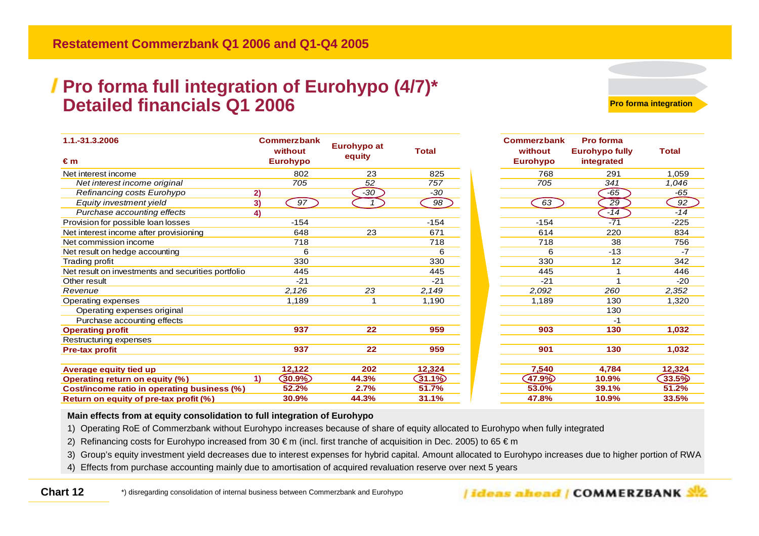## Restatement Commerzbank Q1 2006 and Q1-Q4 2005

# Pro forma full integration of Eurohypo (4/7)* Detailed financials Q1 2006

Pro forma integration

| 1.1.-31.3.2006 €m | | Commerzbank without Eurohypo | Eurohypo at equity | Total | Commerzbank without Eurohypo | Pro forma Eurohypo fully integrated | Total |
|---|---|---|---|---|---|---|---|
| Net interest income | | 802 | 23 | 825 | 768 | 291 | 1,059 |
| *Net interest income original* | | *705* | *52* | *757* | *705* | *341* | *1,046* |
| *Refinancing costs Eurohypo* | 2) | | *-30* | *-30* | | *-65* | *-65* |
| *Equity investment yield* | 3) | *97* | *1* | *98* | *63* | *29* | *92* |
| *Purchase accounting effects* | 4) | | | | | *-14* | *-14* |
| Provision for possible loan losses | | -154 | | -154 | -154 | -71 | -225 |
| Net interest income after provisioning | | 648 | 23 | 671 | 614 | 220 | 834 |
| Net commission income | | 718 | | 718 | 718 | 38 | 756 |
| Net result on hedge accounting | | 6 | | 6 | 6 | -13 | -7 |
| Trading profit | | 330 | | 330 | 330 | 12 | 342 |
| Net result on investments and securities portfolio | | 445 | | 445 | 445 | 1 | 446 |
| Other result | | -21 | | -21 | -21 | 1 | -20 |
| *Revenue* | | *2,126* | *23* | *2,149* | *2,092* | *260* | *2,352* |
| Operating expenses | | 1,189 | 1 | 1,190 | 1,189 | 130 | 1,320 |
| Operating expenses original | | | | | | 130 | |
| Purchase accounting effects | | | | | | -1 | |
| **Operating profit** | | **937** | **22** | **959** | **903** | **130** | **1,032** |
| Restructuring expenses | | | | | | | |
| **Pre-tax profit** | | **937** | **22** | **959** | **901** | **130** | **1,032** |
| | | | | | | | |
| **Average equity tied up** | | **12,122** | **202** | **12,324** | **7,540** | **4,784** | **12,324** |
| **Operating return on equity (%)** | 1) | **30.9%** | **44.3%** | **31.1%** | **47.9%** | **10.9%** | **33.5%** |
| **Cost/income ratio in operating business (%)** | | **52.2%** | **2.7%** | **51.7%** | **53.0%** | **39.1%** | **51.2%** |
| **Return on equity of pre-tax profit (%)** | | **30.9%** | **44.3%** | **31.1%** | **47.8%** | **10.9%** | **33.5%** |

**Main effects from at equity consolidation to full integration of Eurohypo**

1) Operating RoE of Commerzbank without Eurohypo increases because of share of equity allocated to Eurohypo when fully integrated
2) Refinancing costs for Eurohypo increased from 30 € m (incl. first tranche of acquisition in Dec. 2005) to 65 € m
3) Group's equity investment yield decreases due to interest expenses for hybrid capital. Amount allocated to Eurohypo increases due to higher portion of RWA
4) Effects from purchase accounting mainly due to amortisation of acquired revaluation reserve over next 5 years

*) disregarding consolidation of internal business between Commerzbank and Eurohypo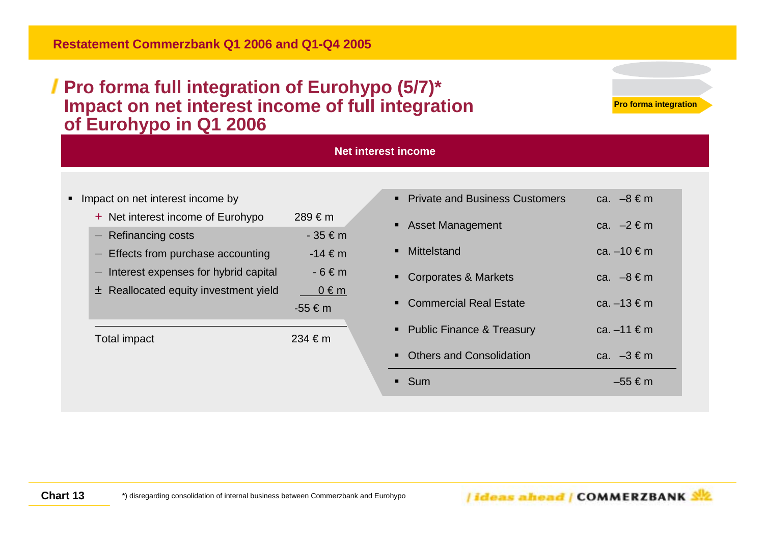Restatement Commerzbank Q1 2006 and Q1-Q4 2005

# Pro forma full integration of Eurohypo (5/7)* Impact on net interest income of full integration of Eurohypo in Q1 2006

Pro forma integration

## Net interest income

- Impact on net interest income by

| | | |
|---|---|---|
| + | Net interest income of Eurohypo | 289 € m |
| – | Refinancing costs | - 35 € m |
| – | Effects from purchase accounting | -14 € m |
| – | Interest expenses for hybrid capital | - 6 € m |
| ± | Reallocated equity investment yield | 0 € m |
| | | -55 € m |
| | Total impact | 234 € m |

| | |
|---|---|
| Private and Business Customers | ca. –8 € m |
| Asset Management | ca. –2 € m |
| Mittelstand | ca. –10 € m |
| Corporates & Markets | ca. –8 € m |
| Commercial Real Estate | ca. –13 € m |
| Public Finance & Treasury | ca. –11 € m |
| Others and Consolidation | ca. –3 € m |
| Sum | –55 € m |

*) disregarding consolidation of internal business between Commerzbank and Eurohypo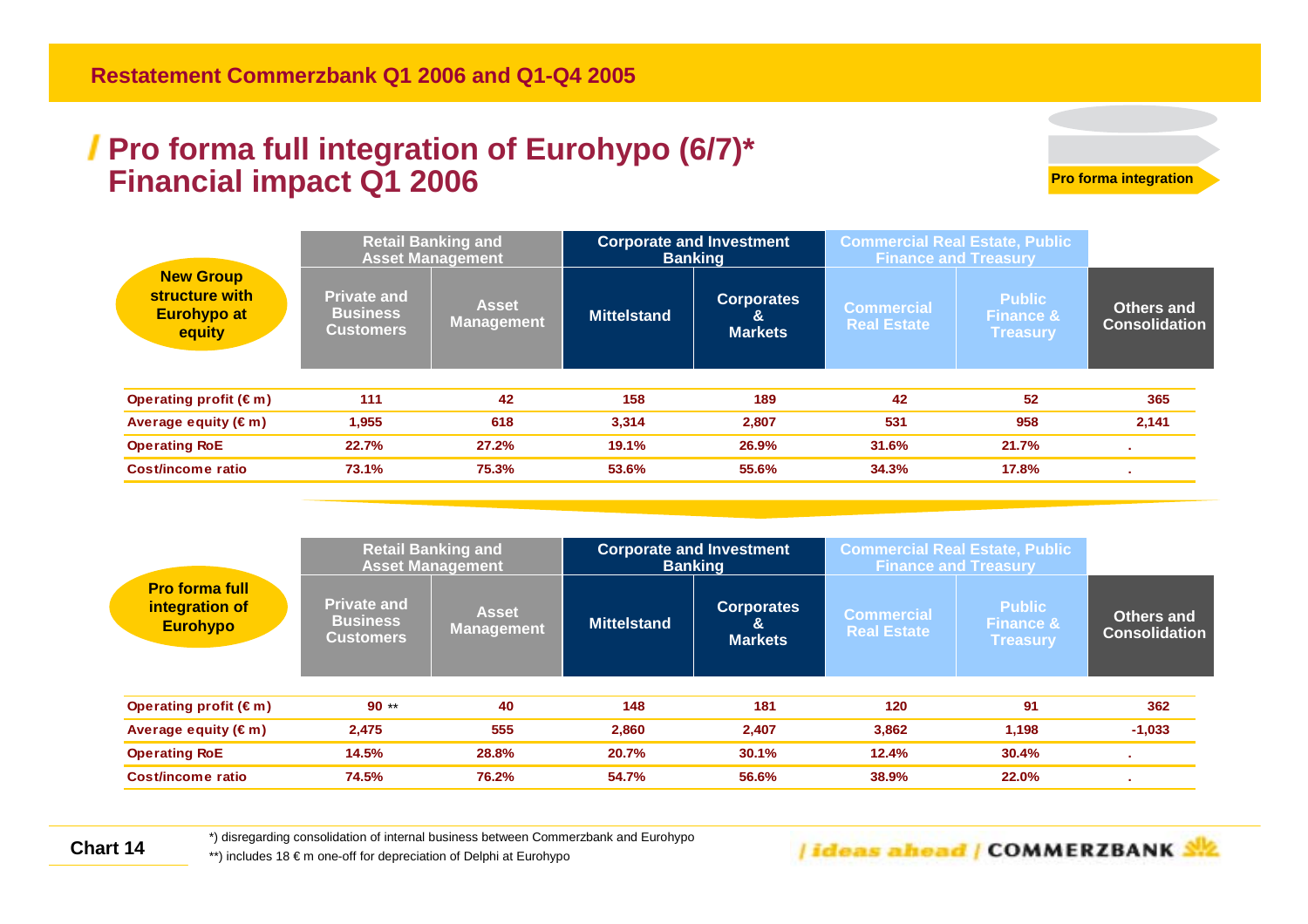Restatement Commerzbank Q1 2006 and Q1-Q4 2005

# Pro forma full integration of Eurohypo (6/7)* Financial impact Q1 2006

Pro forma integration

| New Group structure with Eurohypo at equity | Retail Banking and Asset Management | | Corporate and Investment Banking | | Commercial Real Estate, Public Finance and Treasury | | |
|---|---|---|---|---|---|---|---|
| | Private and Business Customers | Asset Management | Mittelstand | Corporates & Markets | Commercial Real Estate | Public Finance & Treasury | Others and Consolidation |
| Operating profit (€ m) | 111 | 42 | 158 | 189 | 42 | 52 | 365 |
| Average equity (€ m) | 1,955 | 618 | 3,314 | 2,807 | 531 | 958 | 2,141 |
| Operating RoE | 22.7% | 27.2% | 19.1% | 26.9% | 31.6% | 21.7% | . |
| Cost/income ratio | 73.1% | 75.3% | 53.6% | 55.6% | 34.3% | 17.8% | . |

| Pro forma full integration of Eurohypo | Retail Banking and Asset Management | | Corporate and Investment Banking | | Commercial Real Estate, Public Finance and Treasury | | |
|---|---|---|---|---|---|---|---|
| | Private and Business Customers | Asset Management | Mittelstand | Corporates & Markets | Commercial Real Estate | Public Finance & Treasury | Others and Consolidation |
| Operating profit (€ m) | 90 ** | 40 | 148 | 181 | 120 | 91 | 362 |
| Average equity (€ m) | 2,475 | 555 | 2,860 | 2,407 | 3,862 | 1,198 | -1,033 |
| Operating RoE | 14.5% | 28.8% | 20.7% | 30.1% | 12.4% | 30.4% | . |
| Cost/income ratio | 74.5% | 76.2% | 54.7% | 56.6% | 38.9% | 22.0% | . |

*) disregarding consolidation of internal business between Commerzbank and Eurohypo

**) includes 18 € m one-off for depreciation of Delphi at Eurohypo

Chart 14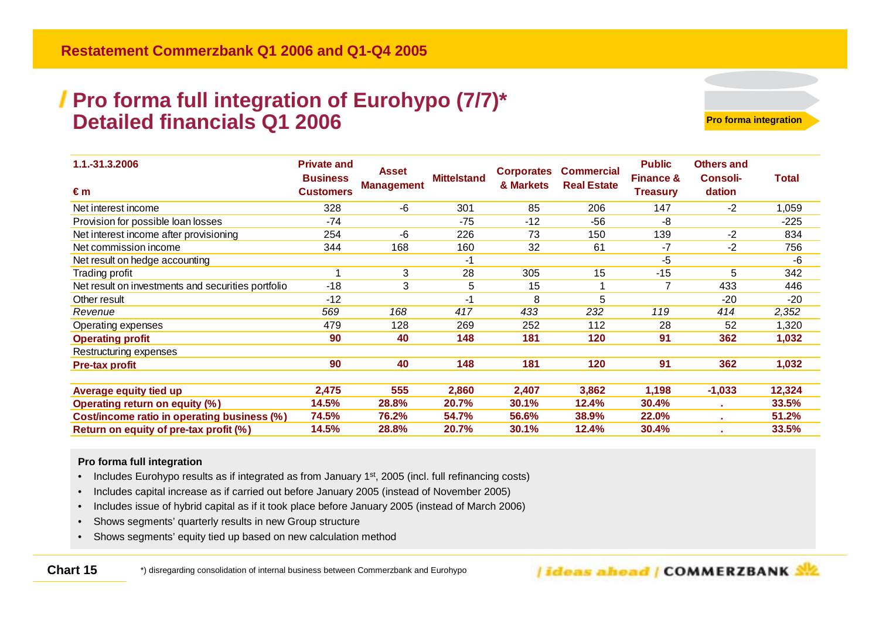Restatement Commerzbank Q1 2006 and Q1-Q4 2005

# Pro forma full integration of Eurohypo (7/7)* Detailed financials Q1 2006

Pro forma integration

| 1.1.-31.3.2006 € m | Private and Business Customers | Asset Management | Mittelstand | Corporates & Markets | Commercial Real Estate | Public Finance & Treasury | Others and Consoli-dation | Total |
|---|---|---|---|---|---|---|---|---|
| Net interest income | 328 | -6 | 301 | 85 | 206 | 147 | -2 | 1,059 |
| Provision for possible loan losses | -74 | | -75 | -12 | -56 | -8 | | -225 |
| Net interest income after provisioning | 254 | -6 | 226 | 73 | 150 | 139 | -2 | 834 |
| Net commission income | 344 | 168 | 160 | 32 | 61 | -7 | -2 | 756 |
| Net result on hedge accounting | | | -1 | | | -5 | | -6 |
| Trading profit | 1 | 3 | 28 | 305 | 15 | -15 | 5 | 342 |
| Net result on investments and securities portfolio | -18 | 3 | 5 | 15 | 1 | 7 | 433 | 446 |
| Other result | -12 | | -1 | 8 | 5 | | -20 | -20 |
| *Revenue* | *569* | *168* | *417* | *433* | *232* | *119* | *414* | *2,352* |
| Operating expenses | 479 | 128 | 269 | 252 | 112 | 28 | 52 | 1,320 |
| **Operating profit** | **90** | **40** | **148** | **181** | **120** | **91** | **362** | **1,032** |
| Restructuring expenses | | | | | | | | |
| **Pre-tax profit** | **90** | **40** | **148** | **181** | **120** | **91** | **362** | **1,032** |
| | | | | | | | | |
| **Average equity tied up** | **2,475** | **555** | **2,860** | **2,407** | **3,862** | **1,198** | **-1,033** | **12,324** |
| **Operating return on equity (%)** | **14.5%** | **28.8%** | **20.7%** | **30.1%** | **12.4%** | **30.4%** | **.** | **33.5%** |
| **Cost/income ratio in operating business (%)** | **74.5%** | **76.2%** | **54.7%** | **56.6%** | **38.9%** | **22.0%** | **.** | **51.2%** |
| **Return on equity of pre-tax profit (%)** | **14.5%** | **28.8%** | **20.7%** | **30.1%** | **12.4%** | **30.4%** | **.** | **33.5%** |

**Pro forma full integration**

- Includes Eurohypo results as if integrated as from January 1st, 2005 (incl. full refinancing costs)
- Includes capital increase as if carried out before January 2005 (instead of November 2005)
- Includes issue of hybrid capital as if it took place before January 2005 (instead of March 2006)
- Shows segments' quarterly results in new Group structure
- Shows segments' equity tied up based on new calculation method

Chart 15

*) disregarding consolidation of internal business between Commerzbank and Eurohypo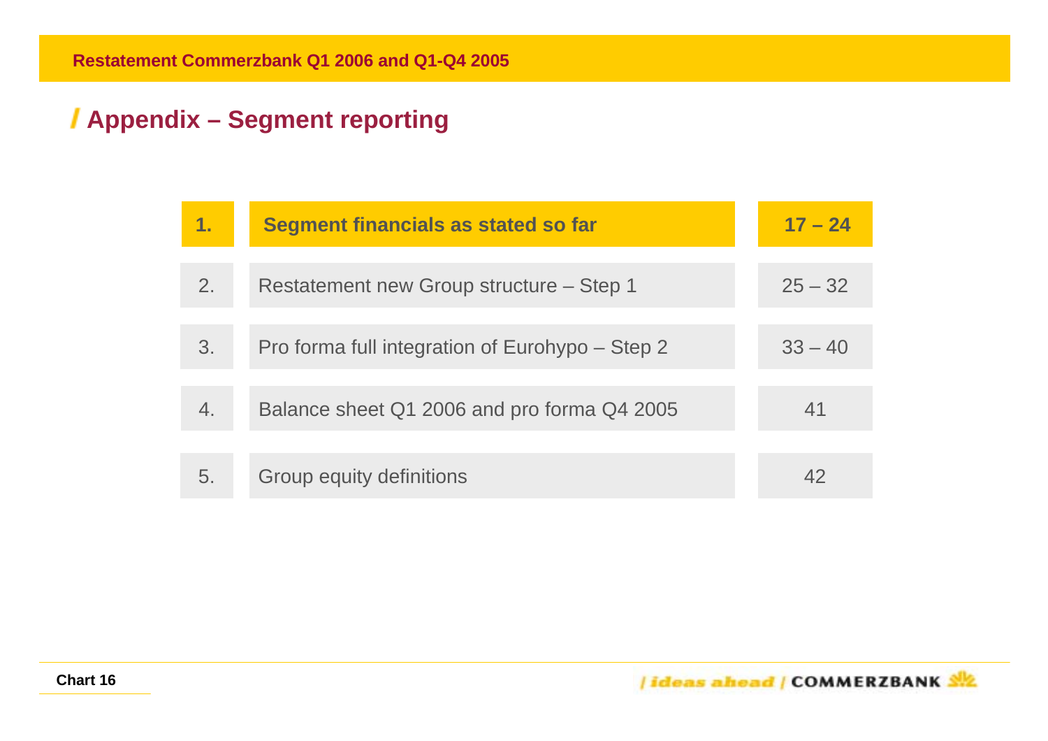# Appendix – Segment reporting

| | | |
|---|---|---|
| **1.** | **Segment financials as stated so far** | **17 – 24** |
| 2. | Restatement new Group structure – Step 1 | 25 – 32 |
| 3. | Pro forma full integration of Eurohypo – Step 2 | 33 – 40 |
| 4. | Balance sheet Q1 2006 and pro forma Q4 2005 | 41 |
| 5. | Group equity definitions | 42 |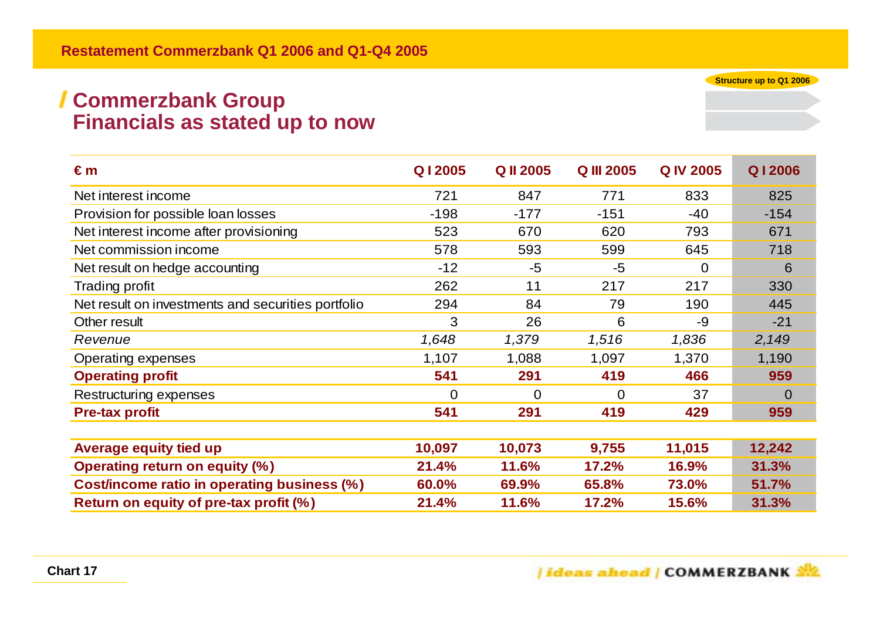Restatement Commerzbank Q1 2006 and Q1-Q4 2005

Structure up to Q1 2006

# Commerzbank Group Financials as stated up to now

| € m | Q I 2005 | Q II 2005 | Q III 2005 | Q IV 2005 | Q I 2006 |
|---|---|---|---|---|---|
| Net interest income | 721 | 847 | 771 | 833 | 825 |
| Provision for possible loan losses | -198 | -177 | -151 | -40 | -154 |
| Net interest income after provisioning | 523 | 670 | 620 | 793 | 671 |
| Net commission income | 578 | 593 | 599 | 645 | 718 |
| Net result on hedge accounting | -12 | -5 | -5 | 0 | 6 |
| Trading profit | 262 | 11 | 217 | 217 | 330 |
| Net result on investments and securities portfolio | 294 | 84 | 79 | 190 | 445 |
| Other result | 3 | 26 | 6 | -9 | -21 |
| *Revenue* | *1,648* | *1,379* | *1,516* | *1,836* | *2,149* |
| Operating expenses | 1,107 | 1,088 | 1,097 | 1,370 | 1,190 |
| **Operating profit** | **541** | **291** | **419** | **466** | **959** |
| Restructuring expenses | 0 | 0 | 0 | 37 | 0 |
| **Pre-tax profit** | **541** | **291** | **419** | **429** | **959** |
| | | | | | |
| **Average equity tied up** | **10,097** | **10,073** | **9,755** | **11,015** | **12,242** |
| **Operating return on equity (%)** | **21.4%** | **11.6%** | **17.2%** | **16.9%** | **31.3%** |
| **Cost/income ratio in operating business (%)** | **60.0%** | **69.9%** | **65.8%** | **73.0%** | **51.7%** |
| **Return on equity of pre-tax profit (%)** | **21.4%** | **11.6%** | **17.2%** | **15.6%** | **31.3%** |

Chart 17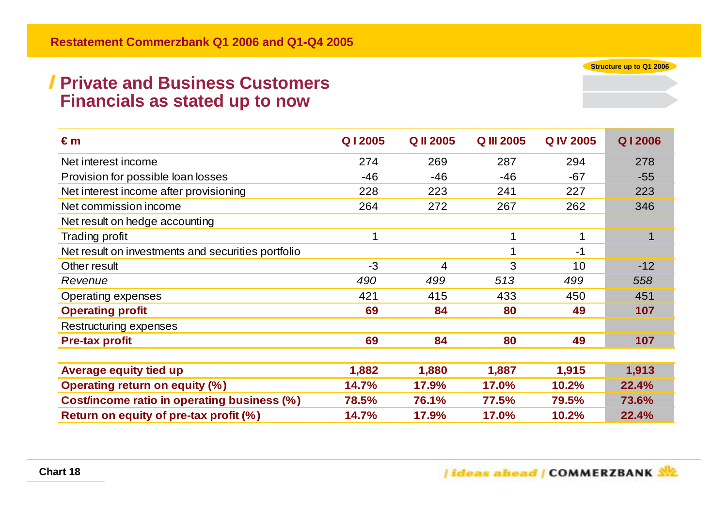Restatement Commerzbank Q1 2006 and Q1-Q4 2005

Structure up to Q1 2006

# Private and Business Customers Financials as stated up to now

| € m | Q I 2005 | Q II 2005 | Q III 2005 | Q IV 2005 | Q I 2006 |
|---|---|---|---|---|---|
| Net interest income | 274 | 269 | 287 | 294 | 278 |
| Provision for possible loan losses | -46 | -46 | -46 | -67 | -55 |
| Net interest income after provisioning | 228 | 223 | 241 | 227 | 223 |
| Net commission income | 264 | 272 | 267 | 262 | 346 |
| Net result on hedge accounting | | | | | |
| Trading profit | 1 | | 1 | 1 | 1 |
| Net result on investments and securities portfolio | | | 1 | -1 | |
| Other result | -3 | 4 | 3 | 10 | -12 |
| *Revenue* | *490* | *499* | *513* | *499* | *558* |
| Operating expenses | 421 | 415 | 433 | 450 | 451 |
| **Operating profit** | **69** | **84** | **80** | **49** | **107** |
| Restructuring expenses | | | | | |
| **Pre-tax profit** | **69** | **84** | **80** | **49** | **107** |
| | | | | | |
| **Average equity tied up** | **1,882** | **1,880** | **1,887** | **1,915** | **1,913** |
| **Operating return on equity (%)** | **14.7%** | **17.9%** | **17.0%** | **10.2%** | **22.4%** |
| **Cost/income ratio in operating business (%)** | **78.5%** | **76.1%** | **77.5%** | **79.5%** | **73.6%** |
| **Return on equity of pre-tax profit (%)** | **14.7%** | **17.9%** | **17.0%** | **10.2%** | **22.4%** |

Chart 18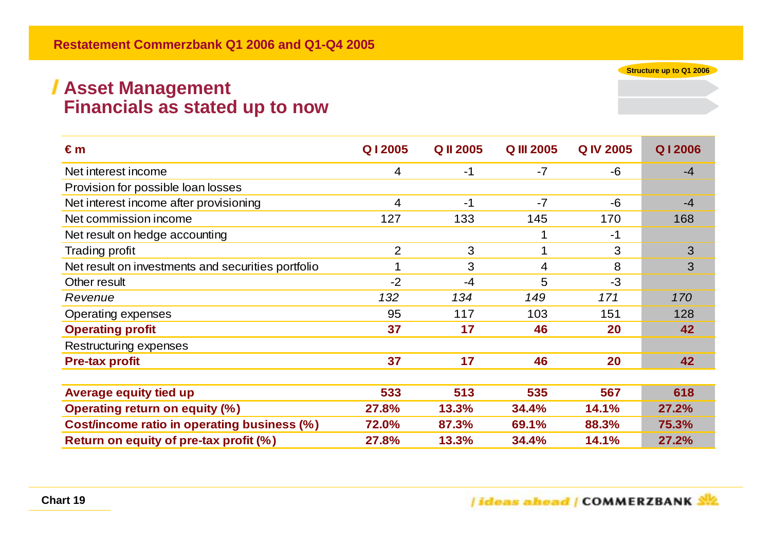Restatement Commerzbank Q1 2006 and Q1-Q4 2005

Structure up to Q1 2006

# Asset Management
# Financials as stated up to now

| € m | Q I 2005 | Q II 2005 | Q III 2005 | Q IV 2005 | Q I 2006 |
|---|---|---|---|---|---|
| Net interest income | 4 | -1 | -7 | -6 | -4 |
| Provision for possible loan losses | | | | | |
| Net interest income after provisioning | 4 | -1 | -7 | -6 | -4 |
| Net commission income | 127 | 133 | 145 | 170 | 168 |
| Net result on hedge accounting | | | 1 | -1 | |
| Trading profit | 2 | 3 | 1 | 3 | 3 |
| Net result on investments and securities portfolio | 1 | 3 | 4 | 8 | 3 |
| Other result | -2 | -4 | 5 | -3 | |
| *Revenue* | *132* | *134* | *149* | *171* | *170* |
| Operating expenses | 95 | 117 | 103 | 151 | 128 |
| **Operating profit** | **37** | **17** | **46** | **20** | **42** |
| Restructuring expenses | | | | | |
| **Pre-tax profit** | **37** | **17** | **46** | **20** | **42** |
| | | | | | |
| **Average equity tied up** | **533** | **513** | **535** | **567** | **618** |
| **Operating return on equity (%)** | **27.8%** | **13.3%** | **34.4%** | **14.1%** | **27.2%** |
| **Cost/income ratio in operating business (%)** | **72.0%** | **87.3%** | **69.1%** | **88.3%** | **75.3%** |
| **Return on equity of pre-tax profit (%)** | **27.8%** | **13.3%** | **34.4%** | **14.1%** | **27.2%** |

Chart 19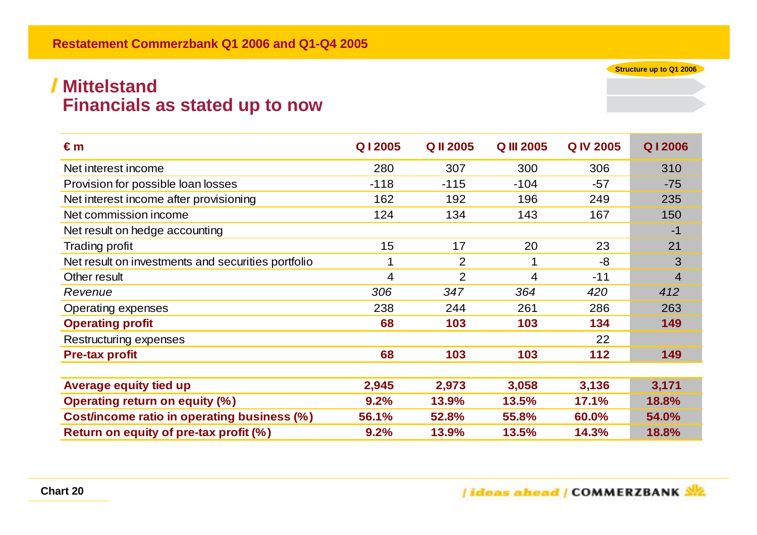Restatement Commerzbank Q1 2006 and Q1-Q4 2005

Structure up to Q1 2006

# Mittelstand
## Financials as stated up to now

| € m | Q I 2005 | Q II 2005 | Q III 2005 | Q IV 2005 | Q I 2006 |
|---|---|---|---|---|---|
| Net interest income | 280 | 307 | 300 | 306 | 310 |
| Provision for possible loan losses | -118 | -115 | -104 | -57 | -75 |
| Net interest income after provisioning | 162 | 192 | 196 | 249 | 235 |
| Net commission income | 124 | 134 | 143 | 167 | 150 |
| Net result on hedge accounting | | | | | -1 |
| Trading profit | 15 | 17 | 20 | 23 | 21 |
| Net result on investments and securities portfolio | 1 | 2 | 1 | -8 | 3 |
| Other result | 4 | 2 | 4 | -11 | 4 |
| *Revenue* | *306* | *347* | *364* | *420* | *412* |
| Operating expenses | 238 | 244 | 261 | 286 | 263 |
| **Operating profit** | **68** | **103** | **103** | **134** | **149** |
| Restructuring expenses | | | | 22 | |
| **Pre-tax profit** | **68** | **103** | **103** | **112** | **149** |
| | | | | | |
| **Average equity tied up** | **2,945** | **2,973** | **3,058** | **3,136** | **3,171** |
| **Operating return on equity (%)** | **9.2%** | **13.9%** | **13.5%** | **17.1%** | **18.8%** |
| **Cost/income ratio in operating business (%)** | **56.1%** | **52.8%** | **55.8%** | **60.0%** | **54.0%** |
| **Return on equity of pre-tax profit (%)** | **9.2%** | **13.9%** | **13.5%** | **14.3%** | **18.8%** |

Chart 20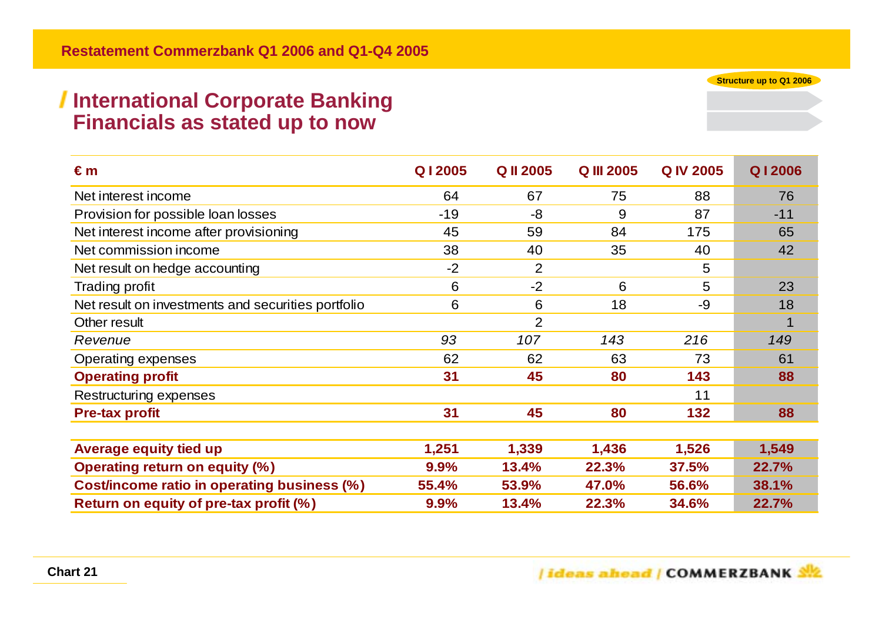Restatement Commerzbank Q1 2006 and Q1-Q4 2005

Structure up to Q1 2006

# International Corporate Banking Financials as stated up to now

| € m | Q I 2005 | Q II 2005 | Q III 2005 | Q IV 2005 | Q I 2006 |
|---|---|---|---|---|---|
| Net interest income | 64 | 67 | 75 | 88 | 76 |
| Provision for possible loan losses | -19 | -8 | 9 | 87 | -11 |
| Net interest income after provisioning | 45 | 59 | 84 | 175 | 65 |
| Net commission income | 38 | 40 | 35 | 40 | 42 |
| Net result on hedge accounting | -2 | 2 | | 5 | |
| Trading profit | 6 | -2 | 6 | 5 | 23 |
| Net result on investments and securities portfolio | 6 | 6 | 18 | -9 | 18 |
| Other result | | 2 | | | 1 |
| *Revenue* | *93* | *107* | *143* | *216* | *149* |
| Operating expenses | 62 | 62 | 63 | 73 | 61 |
| **Operating profit** | **31** | **45** | **80** | **143** | **88** |
| Restructuring expenses | | | | 11 | |
| **Pre-tax profit** | **31** | **45** | **80** | **132** | **88** |
| | | | | | |
| **Average equity tied up** | **1,251** | **1,339** | **1,436** | **1,526** | **1,549** |
| **Operating return on equity (%)** | **9.9%** | **13.4%** | **22.3%** | **37.5%** | **22.7%** |
| **Cost/income ratio in operating business (%)** | **55.4%** | **53.9%** | **47.0%** | **56.6%** | **38.1%** |
| **Return on equity of pre-tax profit (%)** | **9.9%** | **13.4%** | **22.3%** | **34.6%** | **22.7%** |

Chart 21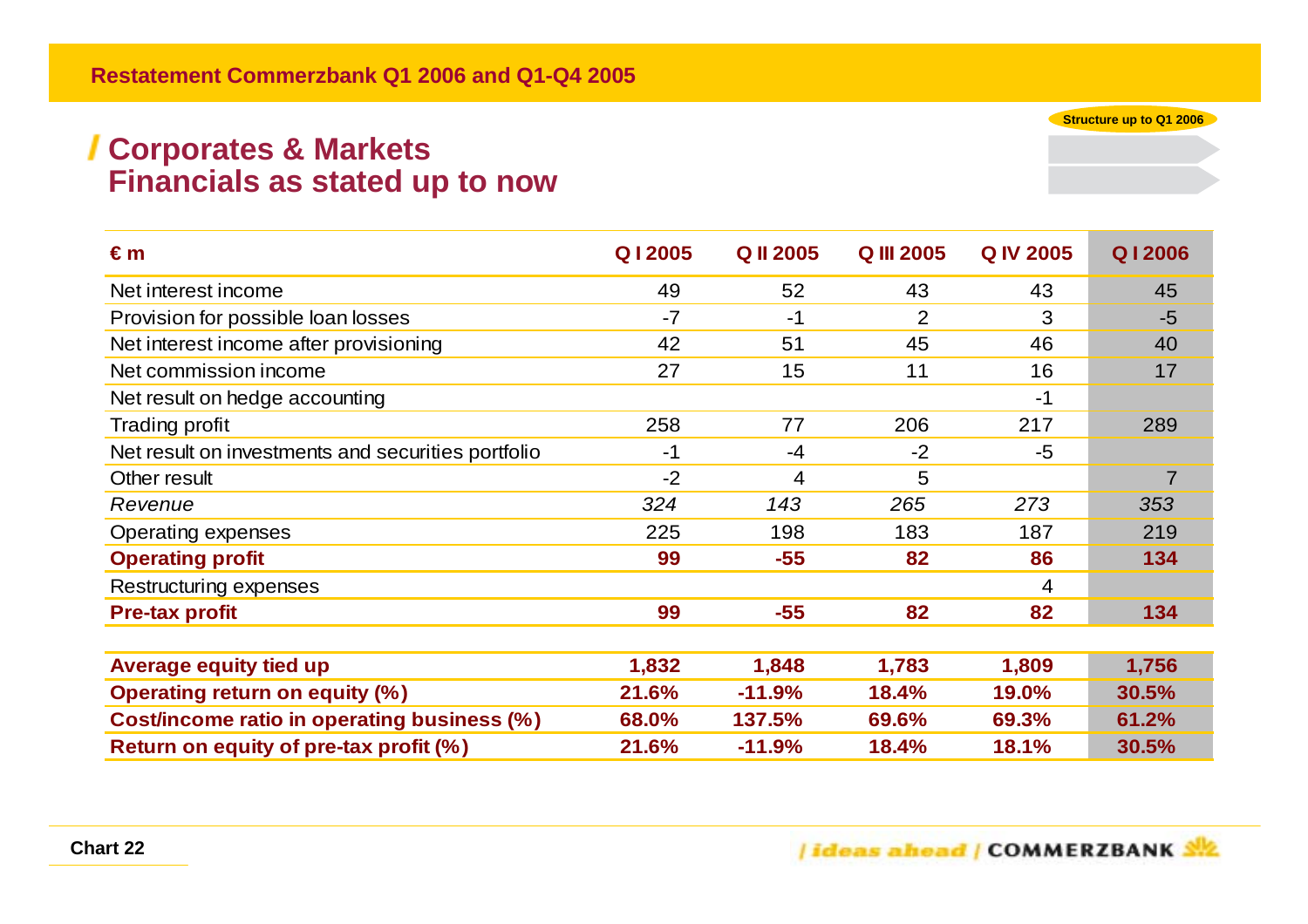Restatement Commerzbank Q1 2006 and Q1-Q4 2005

Structure up to Q1 2006

# Corporates & Markets
# Financials as stated up to now

| € m | Q I 2005 | Q II 2005 | Q III 2005 | Q IV 2005 | Q I 2006 |
|---|---|---|---|---|---|
| Net interest income | 49 | 52 | 43 | 43 | 45 |
| Provision for possible loan losses | -7 | -1 | 2 | 3 | -5 |
| Net interest income after provisioning | 42 | 51 | 45 | 46 | 40 |
| Net commission income | 27 | 15 | 11 | 16 | 17 |
| Net result on hedge accounting | | | | -1 | |
| Trading profit | 258 | 77 | 206 | 217 | 289 |
| Net result on investments and securities portfolio | -1 | -4 | -2 | -5 | |
| Other result | -2 | 4 | 5 | | 7 |
| *Revenue* | *324* | *143* | *265* | *273* | *353* |
| Operating expenses | 225 | 198 | 183 | 187 | 219 |
| **Operating profit** | **99** | **-55** | **82** | **86** | **134** |
| Restructuring expenses | | | | 4 | |
| **Pre-tax profit** | **99** | **-55** | **82** | **82** | **134** |
| **Average equity tied up** | **1,832** | **1,848** | **1,783** | **1,809** | **1,756** |
| **Operating return on equity (%)** | **21.6%** | **-11.9%** | **18.4%** | **19.0%** | **30.5%** |
| **Cost/income ratio in operating business (%)** | **68.0%** | **137.5%** | **69.6%** | **69.3%** | **61.2%** |
| **Return on equity of pre-tax profit (%)** | **21.6%** | **-11.9%** | **18.4%** | **18.1%** | **30.5%** |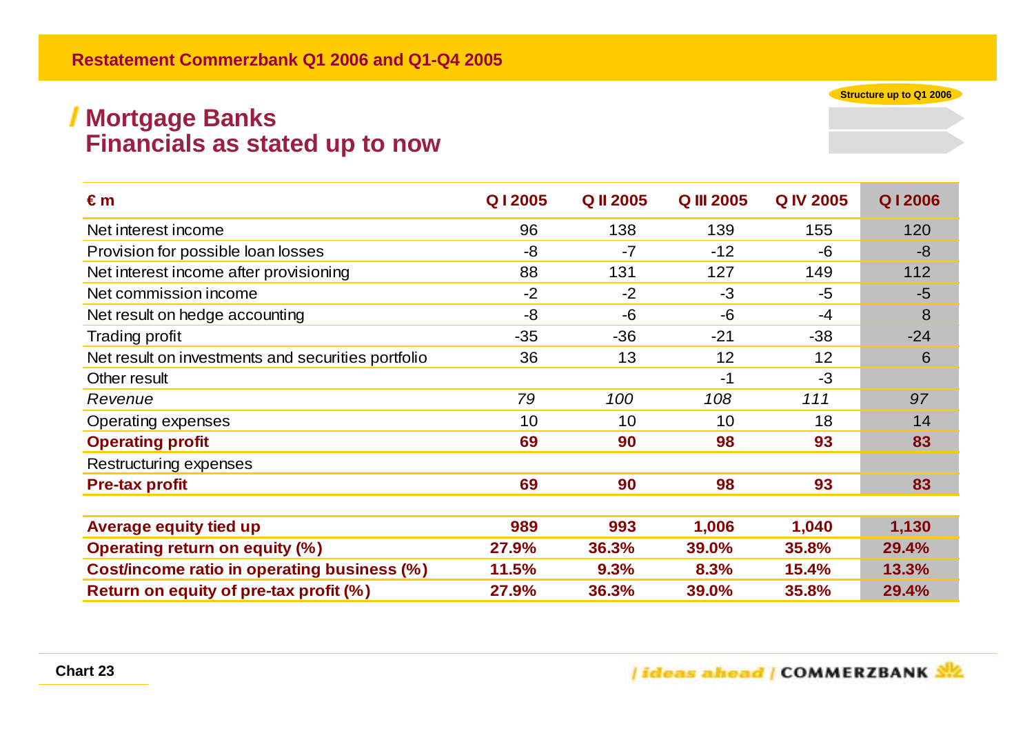Restatement Commerzbank Q1 2006 and Q1-Q4 2005

Structure up to Q1 2006

# Mortgage Banks
# Financials as stated up to now

| € m | Q I 2005 | Q II 2005 | Q III 2005 | Q IV 2005 | Q I 2006 |
|---|---|---|---|---|---|
| Net interest income | 96 | 138 | 139 | 155 | 120 |
| Provision for possible loan losses | -8 | -7 | -12 | -6 | -8 |
| Net interest income after provisioning | 88 | 131 | 127 | 149 | 112 |
| Net commission income | -2 | -2 | -3 | -5 | -5 |
| Net result on hedge accounting | -8 | -6 | -6 | -4 | 8 |
| Trading profit | -35 | -36 | -21 | -38 | -24 |
| Net result on investments and securities portfolio | 36 | 13 | 12 | 12 | 6 |
| Other result | | | -1 | -3 | |
| *Revenue* | *79* | *100* | *108* | *111* | *97* |
| Operating expenses | 10 | 10 | 10 | 18 | 14 |
| **Operating profit** | **69** | **90** | **98** | **93** | **83** |
| Restructuring expenses | | | | | |
| **Pre-tax profit** | **69** | **90** | **98** | **93** | **83** |
| | | | | | |
| **Average equity tied up** | **989** | **993** | **1,006** | **1,040** | **1,130** |
| **Operating return on equity (%)** | **27.9%** | **36.3%** | **39.0%** | **35.8%** | **29.4%** |
| **Cost/income ratio in operating business (%)** | **11.5%** | **9.3%** | **8.3%** | **15.4%** | **13.3%** |
| **Return on equity of pre-tax profit (%)** | **27.9%** | **36.3%** | **39.0%** | **35.8%** | **29.4%** |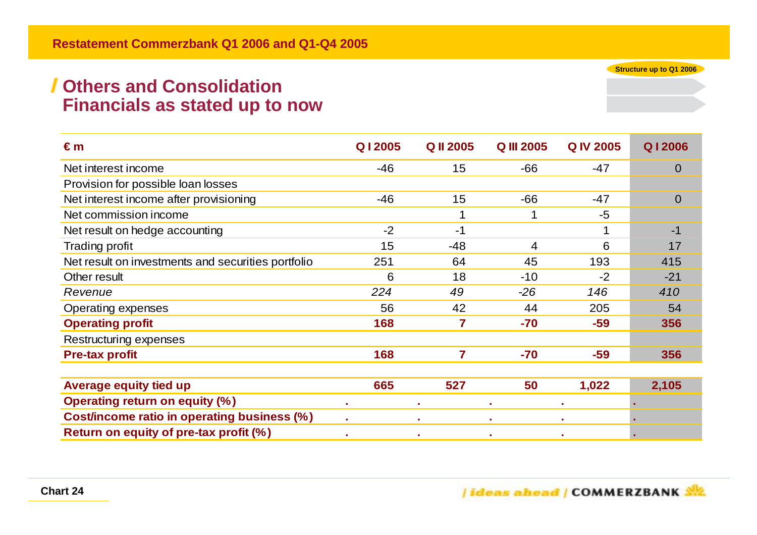**Restatement Commerzbank Q1 2006 and Q1-Q4 2005**

Structure up to Q1 2006

# Others and Consolidation
## Financials as stated up to now

| € m | Q I 2005 | Q II 2005 | Q III 2005 | Q IV 2005 | Q I 2006 |
|---|---|---|---|---|---|
| Net interest income | -46 | 15 | -66 | -47 | 0 |
| Provision for possible loan losses | | | | | |
| Net interest income after provisioning | -46 | 15 | -66 | -47 | 0 |
| Net commission income | | 1 | 1 | -5 | |
| Net result on hedge accounting | -2 | -1 | | 1 | -1 |
| Trading profit | 15 | -48 | 4 | 6 | 17 |
| Net result on investments and securities portfolio | 251 | 64 | 45 | 193 | 415 |
| Other result | 6 | 18 | -10 | -2 | -21 |
| *Revenue* | *224* | *49* | *-26* | *146* | *410* |
| Operating expenses | 56 | 42 | 44 | 205 | 54 |
| **Operating profit** | **168** | **7** | **-70** | **-59** | **356** |
| Restructuring expenses | | | | | |
| **Pre-tax profit** | **168** | **7** | **-70** | **-59** | **356** |
| | | | | | |
| **Average equity tied up** | **665** | **527** | **50** | **1,022** | **2,105** |
| **Operating return on equity (%)** | . | . | . | . | . |
| **Cost/income ratio in operating business (%)** | . | . | . | . | . |
| **Return on equity of pre-tax profit (%)** | . | . | . | . | . |

Chart 24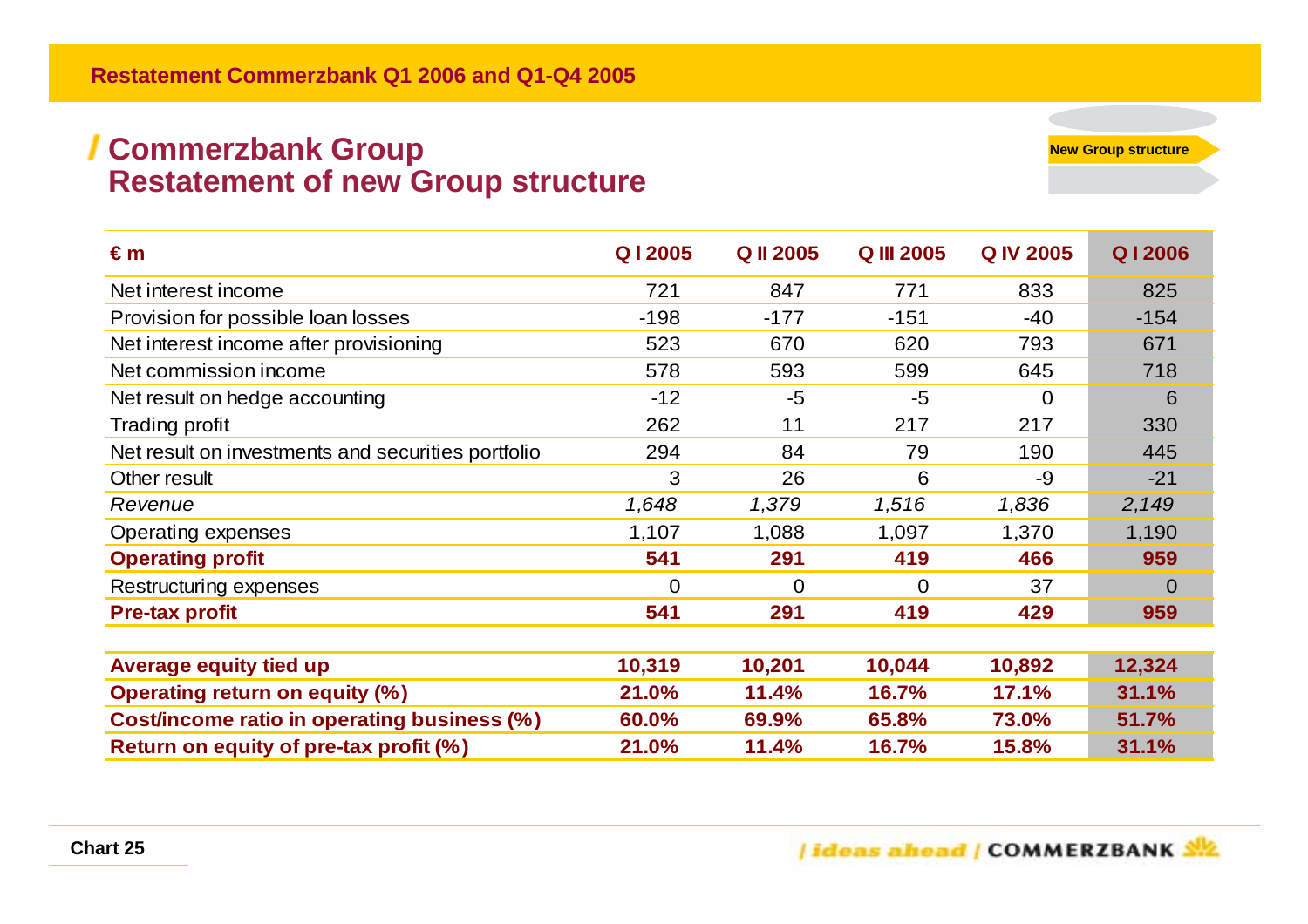Restatement Commerzbank Q1 2006 and Q1-Q4 2005

# Commerzbank Group
# Restatement of new Group structure

New Group structure

| € m | Q I 2005 | Q II 2005 | Q III 2005 | Q IV 2005 | Q I 2006 |
|---|---|---|---|---|---|
| Net interest income | 721 | 847 | 771 | 833 | 825 |
| Provision for possible loan losses | -198 | -177 | -151 | -40 | -154 |
| Net interest income after provisioning | 523 | 670 | 620 | 793 | 671 |
| Net commission income | 578 | 593 | 599 | 645 | 718 |
| Net result on hedge accounting | -12 | -5 | -5 | 0 | 6 |
| Trading profit | 262 | 11 | 217 | 217 | 330 |
| Net result on investments and securities portfolio | 294 | 84 | 79 | 190 | 445 |
| Other result | 3 | 26 | 6 | -9 | -21 |
| *Revenue* | *1,648* | *1,379* | *1,516* | *1,836* | *2,149* |
| Operating expenses | 1,107 | 1,088 | 1,097 | 1,370 | 1,190 |
| **Operating profit** | **541** | **291** | **419** | **466** | **959** |
| Restructuring expenses | 0 | 0 | 0 | 37 | 0 |
| **Pre-tax profit** | **541** | **291** | **419** | **429** | **959** |
| | | | | | |
| **Average equity tied up** | **10,319** | **10,201** | **10,044** | **10,892** | **12,324** |
| **Operating return on equity (%)** | **21.0%** | **11.4%** | **16.7%** | **17.1%** | **31.1%** |
| **Cost/income ratio in operating business (%)** | **60.0%** | **69.9%** | **65.8%** | **73.0%** | **51.7%** |
| **Return on equity of pre-tax profit (%)** | **21.0%** | **11.4%** | **16.7%** | **15.8%** | **31.1%** |

Chart 25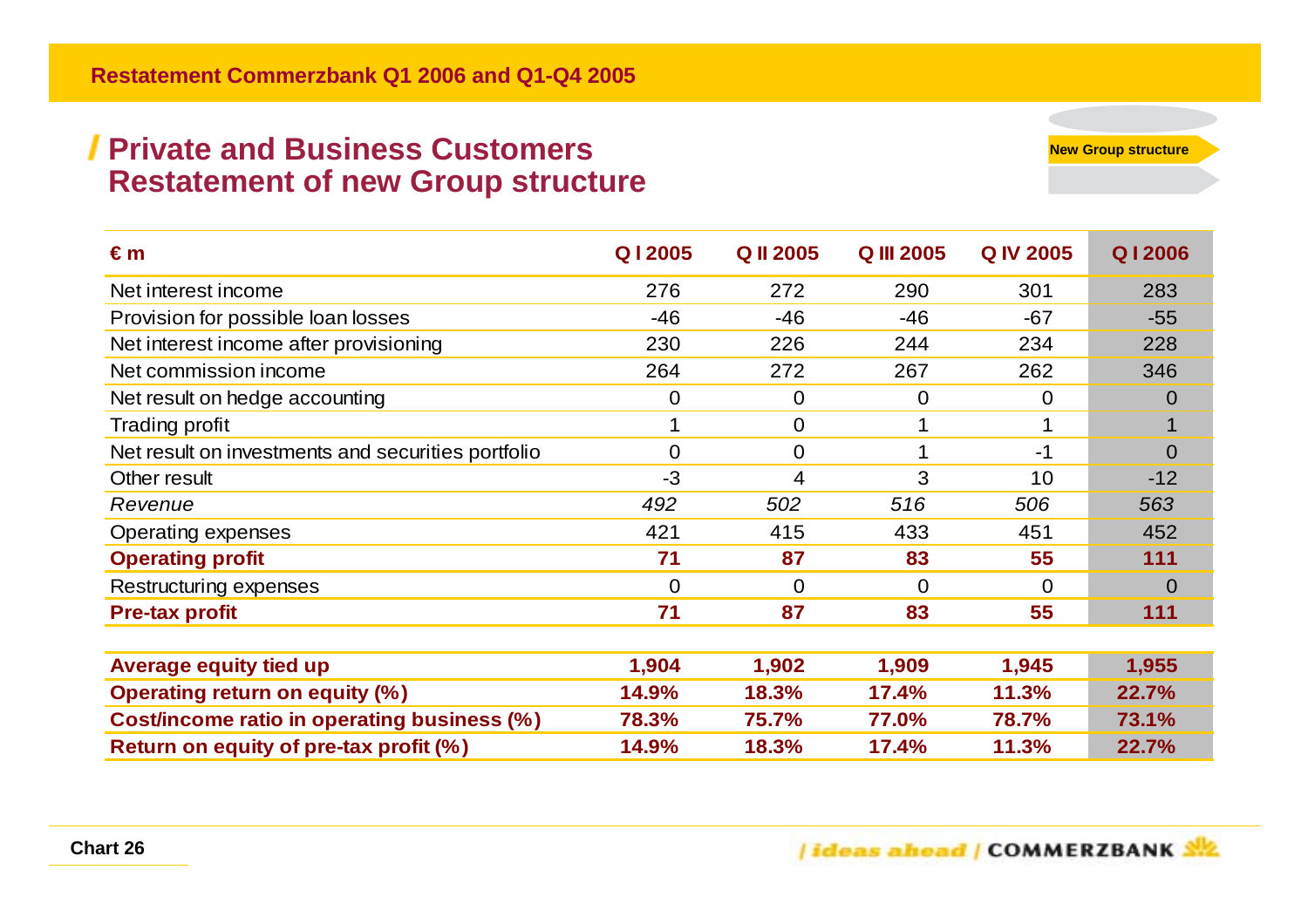## Restatement Commerzbank Q1 2006 and Q1-Q4 2005

# Private and Business Customers Restatement of new Group structure

New Group structure

| € m | Q I 2005 | Q II 2005 | Q III 2005 | Q IV 2005 | Q I 2006 |
|---|---|---|---|---|---|
| Net interest income | 276 | 272 | 290 | 301 | 283 |
| Provision for possible loan losses | -46 | -46 | -46 | -67 | -55 |
| Net interest income after provisioning | 230 | 226 | 244 | 234 | 228 |
| Net commission income | 264 | 272 | 267 | 262 | 346 |
| Net result on hedge accounting | 0 | 0 | 0 | 0 | 0 |
| Trading profit | 1 | 0 | 1 | 1 | 1 |
| Net result on investments and securities portfolio | 0 | 0 | 1 | -1 | 0 |
| Other result | -3 | 4 | 3 | 10 | -12 |
| *Revenue* | *492* | *502* | *516* | *506* | *563* |
| Operating expenses | 421 | 415 | 433 | 451 | 452 |
| **Operating profit** | **71** | **87** | **83** | **55** | **111** |
| Restructuring expenses | 0 | 0 | 0 | 0 | 0 |
| **Pre-tax profit** | **71** | **87** | **83** | **55** | **111** |
| | | | | | |
| **Average equity tied up** | **1,904** | **1,902** | **1,909** | **1,945** | **1,955** |
| **Operating return on equity (%)** | **14.9%** | **18.3%** | **17.4%** | **11.3%** | **22.7%** |
| **Cost/income ratio in operating business (%)** | **78.3%** | **75.7%** | **77.0%** | **78.7%** | **73.1%** |
| **Return on equity of pre-tax profit (%)** | **14.9%** | **18.3%** | **17.4%** | **11.3%** | **22.7%** |

Chart 26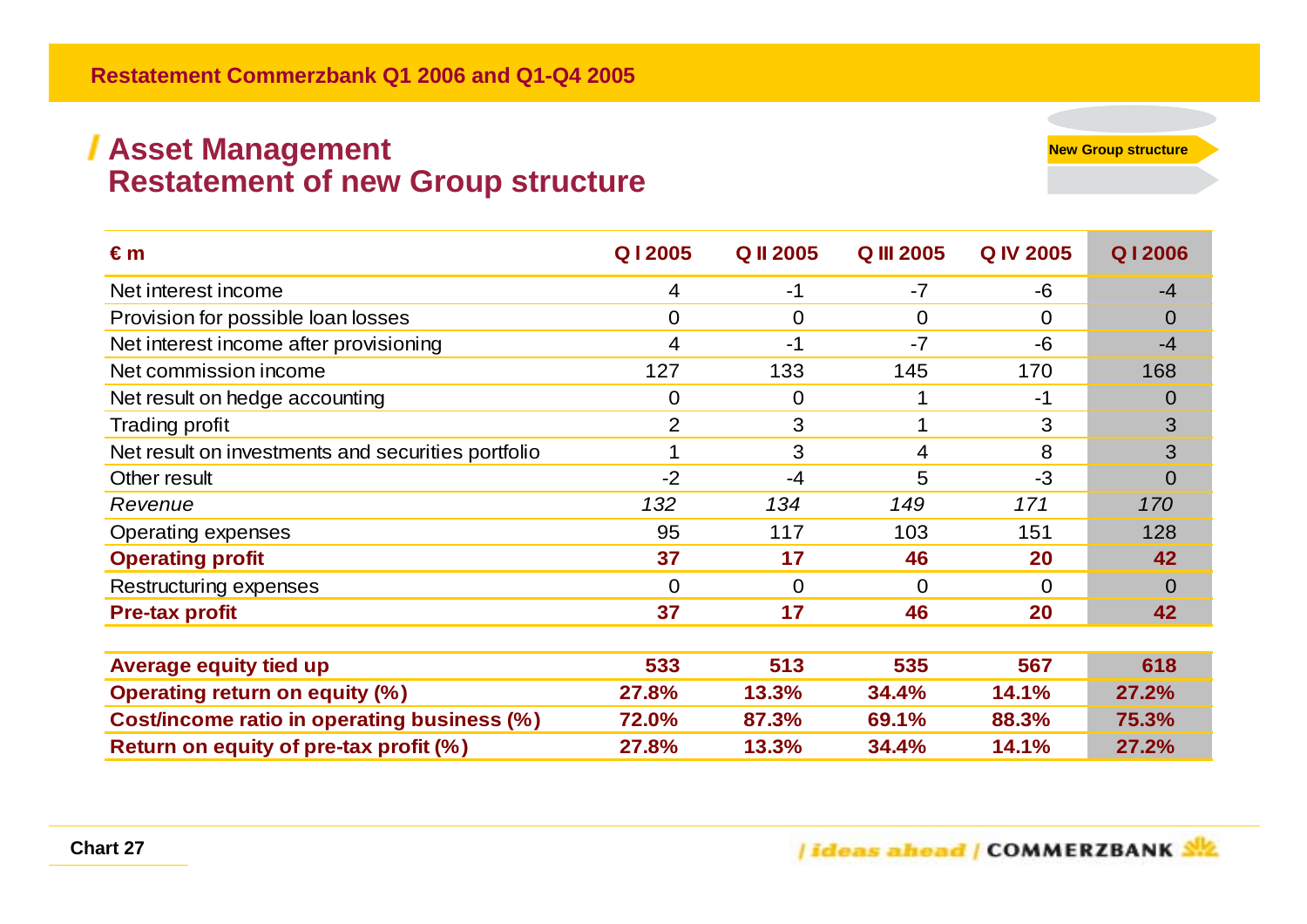Restatement Commerzbank Q1 2006 and Q1-Q4 2005

# Asset Management
## Restatement of new Group structure

New Group structure

| € m | Q I 2005 | Q II 2005 | Q III 2005 | Q IV 2005 | Q I 2006 |
|---|---|---|---|---|---|
| Net interest income | 4 | -1 | -7 | -6 | -4 |
| Provision for possible loan losses | 0 | 0 | 0 | 0 | 0 |
| Net interest income after provisioning | 4 | -1 | -7 | -6 | -4 |
| Net commission income | 127 | 133 | 145 | 170 | 168 |
| Net result on hedge accounting | 0 | 0 | 1 | -1 | 0 |
| Trading profit | 2 | 3 | 1 | 3 | 3 |
| Net result on investments and securities portfolio | 1 | 3 | 4 | 8 | 3 |
| Other result | -2 | -4 | 5 | -3 | 0 |
| *Revenue* | *132* | *134* | *149* | *171* | *170* |
| Operating expenses | 95 | 117 | 103 | 151 | 128 |
| **Operating profit** | **37** | **17** | **46** | **20** | **42** |
| Restructuring expenses | 0 | 0 | 0 | 0 | 0 |
| **Pre-tax profit** | **37** | **17** | **46** | **20** | **42** |
| | | | | | |
| **Average equity tied up** | **533** | **513** | **535** | **567** | **618** |
| **Operating return on equity (%)** | **27.8%** | **13.3%** | **34.4%** | **14.1%** | **27.2%** |
| **Cost/income ratio in operating business (%)** | **72.0%** | **87.3%** | **69.1%** | **88.3%** | **75.3%** |
| **Return on equity of pre-tax profit (%)** | **27.8%** | **13.3%** | **34.4%** | **14.1%** | **27.2%** |

Chart 27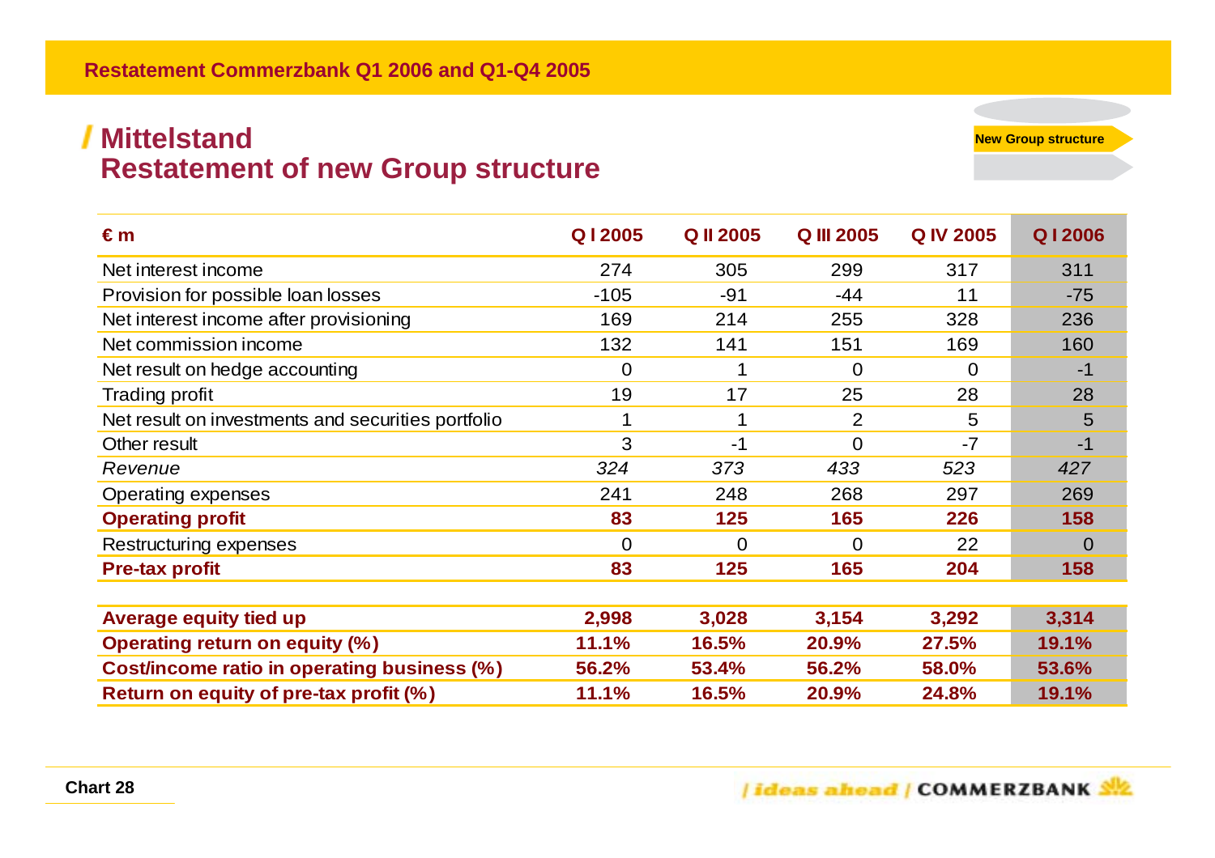# Mittelstand
## Restatement of new Group structure

New Group structure

| € m | Q I 2005 | Q II 2005 | Q III 2005 | Q IV 2005 | Q I 2006 |
|---|---|---|---|---|---|
| Net interest income | 274 | 305 | 299 | 317 | 311 |
| Provision for possible loan losses | -105 | -91 | -44 | 11 | -75 |
| Net interest income after provisioning | 169 | 214 | 255 | 328 | 236 |
| Net commission income | 132 | 141 | 151 | 169 | 160 |
| Net result on hedge accounting | 0 | 1 | 0 | 0 | -1 |
| Trading profit | 19 | 17 | 25 | 28 | 28 |
| Net result on investments and securities portfolio | 1 | 1 | 2 | 5 | 5 |
| Other result | 3 | -1 | 0 | -7 | -1 |
| *Revenue* | *324* | *373* | *433* | *523* | *427* |
| Operating expenses | 241 | 248 | 268 | 297 | 269 |
| **Operating profit** | **83** | **125** | **165** | **226** | **158** |
| Restructuring expenses | 0 | 0 | 0 | 22 | 0 |
| **Pre-tax profit** | **83** | **125** | **165** | **204** | **158** |
| | | | | | |
| **Average equity tied up** | **2,998** | **3,028** | **3,154** | **3,292** | **3,314** |
| **Operating return on equity (%)** | **11.1%** | **16.5%** | **20.9%** | **27.5%** | **19.1%** |
| **Cost/income ratio in operating business (%)** | **56.2%** | **53.4%** | **56.2%** | **58.0%** | **53.6%** |
| **Return on equity of pre-tax profit (%)** | **11.1%** | **16.5%** | **20.9%** | **24.8%** | **19.1%** |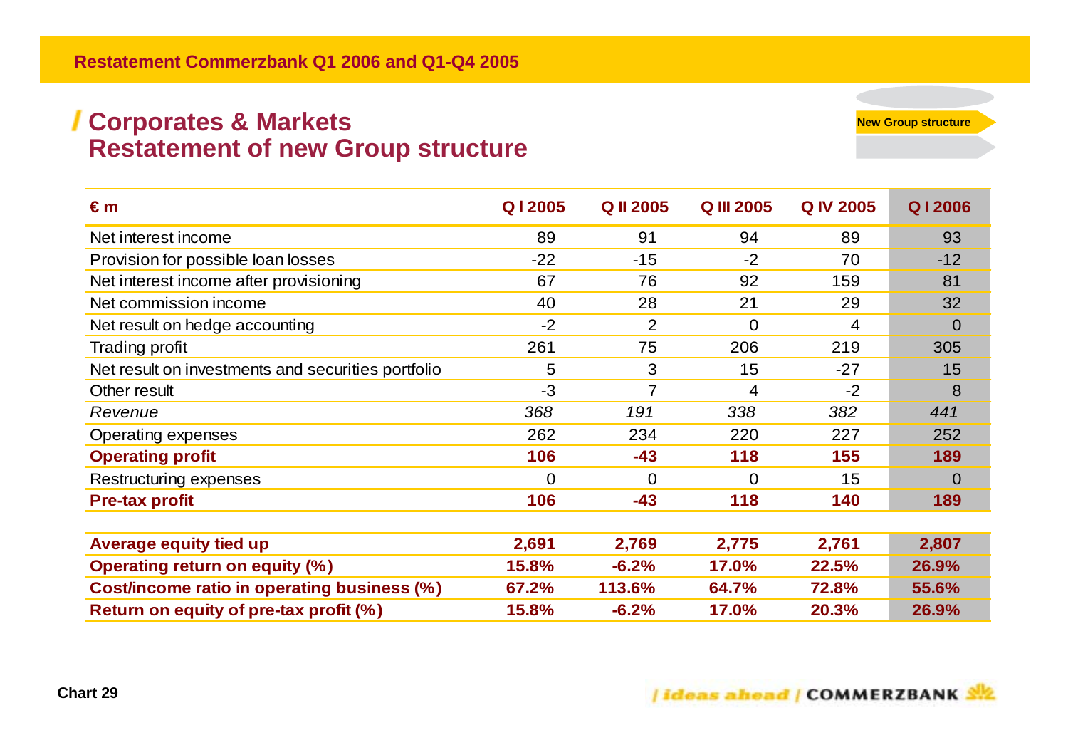Restatement Commerzbank Q1 2006 and Q1-Q4 2005

# Corporates & Markets
## Restatement of new Group structure

New Group structure

| € m | Q I 2005 | Q II 2005 | Q III 2005 | Q IV 2005 | Q I 2006 |
|---|---|---|---|---|---|
| Net interest income | 89 | 91 | 94 | 89 | 93 |
| Provision for possible loan losses | -22 | -15 | -2 | 70 | -12 |
| Net interest income after provisioning | 67 | 76 | 92 | 159 | 81 |
| Net commission income | 40 | 28 | 21 | 29 | 32 |
| Net result on hedge accounting | -2 | 2 | 0 | 4 | 0 |
| Trading profit | 261 | 75 | 206 | 219 | 305 |
| Net result on investments and securities portfolio | 5 | 3 | 15 | -27 | 15 |
| Other result | -3 | 7 | 4 | -2 | 8 |
| *Revenue* | *368* | *191* | *338* | *382* | *441* |
| Operating expenses | 262 | 234 | 220 | 227 | 252 |
| **Operating profit** | **106** | **-43** | **118** | **155** | **189** |
| Restructuring expenses | 0 | 0 | 0 | 15 | 0 |
| **Pre-tax profit** | **106** | **-43** | **118** | **140** | **189** |
| | | | | | |
| **Average equity tied up** | **2,691** | **2,769** | **2,775** | **2,761** | **2,807** |
| **Operating return on equity (%)** | **15.8%** | **-6.2%** | **17.0%** | **22.5%** | **26.9%** |
| **Cost/income ratio in operating business (%)** | **67.2%** | **113.6%** | **64.7%** | **72.8%** | **55.6%** |
| **Return on equity of pre-tax profit (%)** | **15.8%** | **-6.2%** | **17.0%** | **20.3%** | **26.9%** |

Chart 29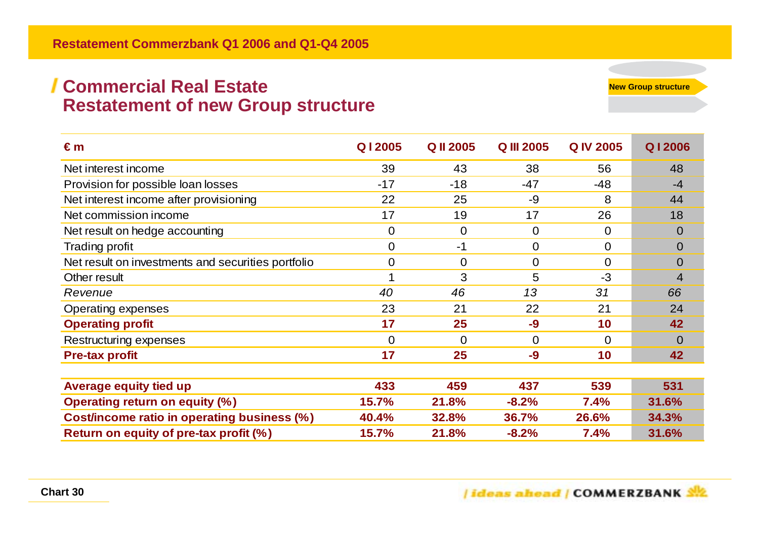# Commercial Real Estate
# Restatement of new Group structure

New Group structure

| € m | Q I 2005 | Q II 2005 | Q III 2005 | Q IV 2005 | Q I 2006 |
|---|---|---|---|---|---|
| Net interest income | 39 | 43 | 38 | 56 | 48 |
| Provision for possible loan losses | -17 | -18 | -47 | -48 | -4 |
| Net interest income after provisioning | 22 | 25 | -9 | 8 | 44 |
| Net commission income | 17 | 19 | 17 | 26 | 18 |
| Net result on hedge accounting | 0 | 0 | 0 | 0 | 0 |
| Trading profit | 0 | -1 | 0 | 0 | 0 |
| Net result on investments and securities portfolio | 0 | 0 | 0 | 0 | 0 |
| Other result | 1 | 3 | 5 | -3 | 4 |
| *Revenue* | *40* | *46* | *13* | *31* | *66* |
| Operating expenses | 23 | 21 | 22 | 21 | 24 |
| **Operating profit** | **17** | **25** | **-9** | **10** | **42** |
| Restructuring expenses | 0 | 0 | 0 | 0 | 0 |
| **Pre-tax profit** | **17** | **25** | **-9** | **10** | **42** |
| | | | | | |
| **Average equity tied up** | **433** | **459** | **437** | **539** | **531** |
| **Operating return on equity (%)** | **15.7%** | **21.8%** | **-8.2%** | **7.4%** | **31.6%** |
| **Cost/income ratio in operating business (%)** | **40.4%** | **32.8%** | **36.7%** | **26.6%** | **34.3%** |
| **Return on equity of pre-tax profit (%)** | **15.7%** | **21.8%** | **-8.2%** | **7.4%** | **31.6%** |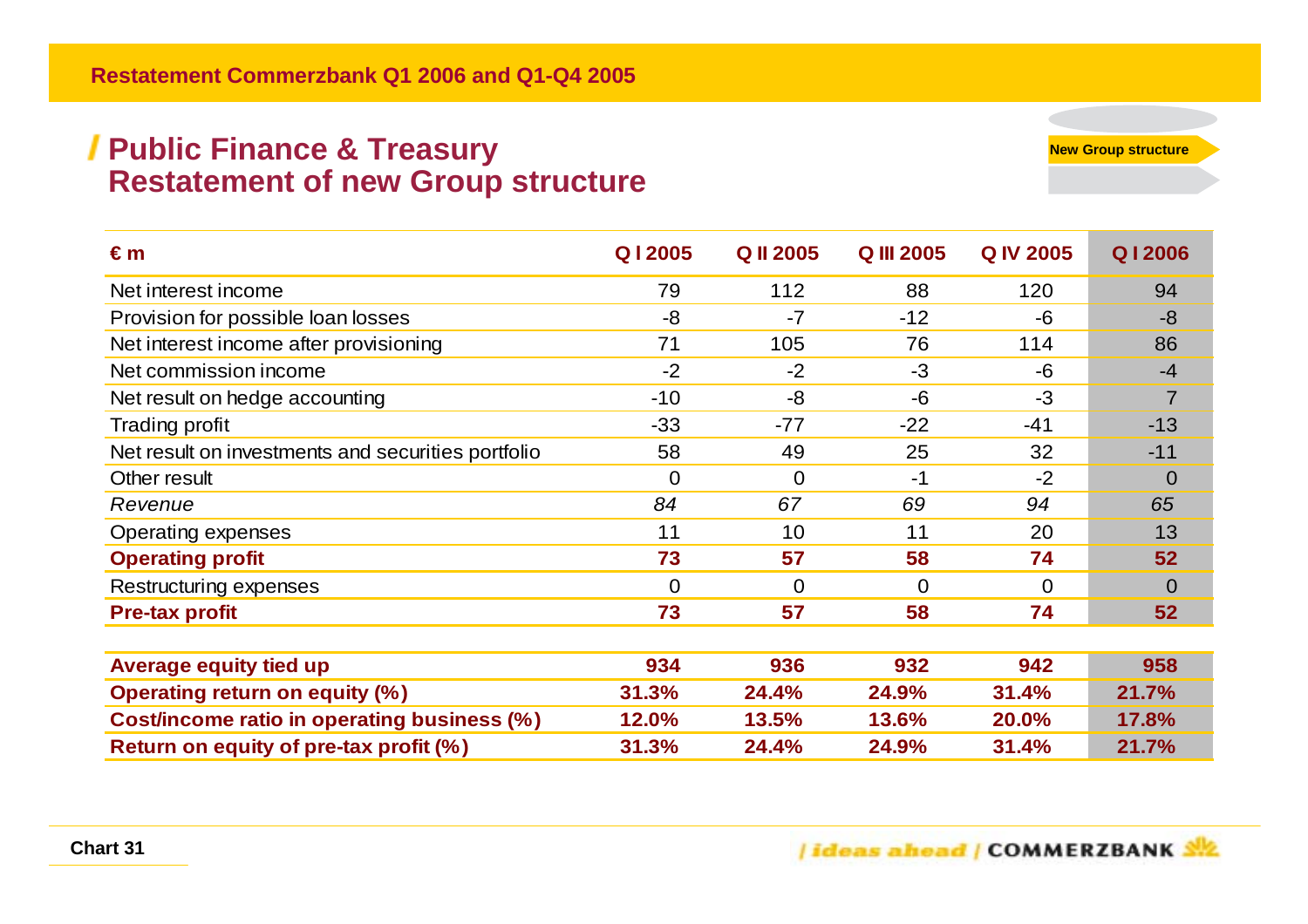## Public Finance & Treasury
## Restatement of new Group structure

New Group structure

| € m | Q I 2005 | Q II 2005 | Q III 2005 | Q IV 2005 | Q I 2006 |
|---|---|---|---|---|---|
| Net interest income | 79 | 112 | 88 | 120 | 94 |
| Provision for possible loan losses | -8 | -7 | -12 | -6 | -8 |
| Net interest income after provisioning | 71 | 105 | 76 | 114 | 86 |
| Net commission income | -2 | -2 | -3 | -6 | -4 |
| Net result on hedge accounting | -10 | -8 | -6 | -3 | 7 |
| Trading profit | -33 | -77 | -22 | -41 | -13 |
| Net result on investments and securities portfolio | 58 | 49 | 25 | 32 | -11 |
| Other result | 0 | 0 | -1 | -2 | 0 |
| *Revenue* | *84* | *67* | *69* | *94* | *65* |
| Operating expenses | 11 | 10 | 11 | 20 | 13 |
| **Operating profit** | **73** | **57** | **58** | **74** | **52** |
| Restructuring expenses | 0 | 0 | 0 | 0 | 0 |
| **Pre-tax profit** | **73** | **57** | **58** | **74** | **52** |
| | | | | | |
| **Average equity tied up** | **934** | **936** | **932** | **942** | **958** |
| **Operating return on equity (%)** | **31.3%** | **24.4%** | **24.9%** | **31.4%** | **21.7%** |
| **Cost/income ratio in operating business (%)** | **12.0%** | **13.5%** | **13.6%** | **20.0%** | **17.8%** |
| **Return on equity of pre-tax profit (%)** | **31.3%** | **24.4%** | **24.9%** | **31.4%** | **21.7%** |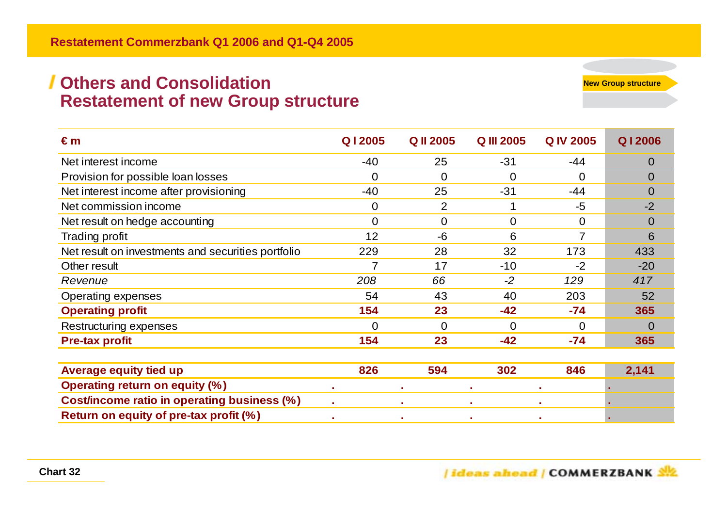Restatement Commerzbank Q1 2006 and Q1-Q4 2005

# Others and Consolidation
## Restatement of new Group structure

New Group structure

| € m | Q I 2005 | Q II 2005 | Q III 2005 | Q IV 2005 | Q I 2006 |
|---|---|---|---|---|---|
| Net interest income | -40 | 25 | -31 | -44 | 0 |
| Provision for possible loan losses | 0 | 0 | 0 | 0 | 0 |
| Net interest income after provisioning | -40 | 25 | -31 | -44 | 0 |
| Net commission income | 0 | 2 | 1 | -5 | -2 |
| Net result on hedge accounting | 0 | 0 | 0 | 0 | 0 |
| Trading profit | 12 | -6 | 6 | 7 | 6 |
| Net result on investments and securities portfolio | 229 | 28 | 32 | 173 | 433 |
| Other result | 7 | 17 | -10 | -2 | -20 |
| *Revenue* | *208* | *66* | *-2* | *129* | *417* |
| Operating expenses | 54 | 43 | 40 | 203 | 52 |
| **Operating profit** | **154** | **23** | **-42** | **-74** | **365** |
| Restructuring expenses | 0 | 0 | 0 | 0 | 0 |
| **Pre-tax profit** | **154** | **23** | **-42** | **-74** | **365** |
| | | | | | |
| **Average equity tied up** | **826** | **594** | **302** | **846** | **2,141** |
| **Operating return on equity (%)** | . | . | . | . | . |
| **Cost/income ratio in operating business (%)** | . | . | . | . | . |
| **Return on equity of pre-tax profit (%)** | . | . | . | . | . |

Chart 32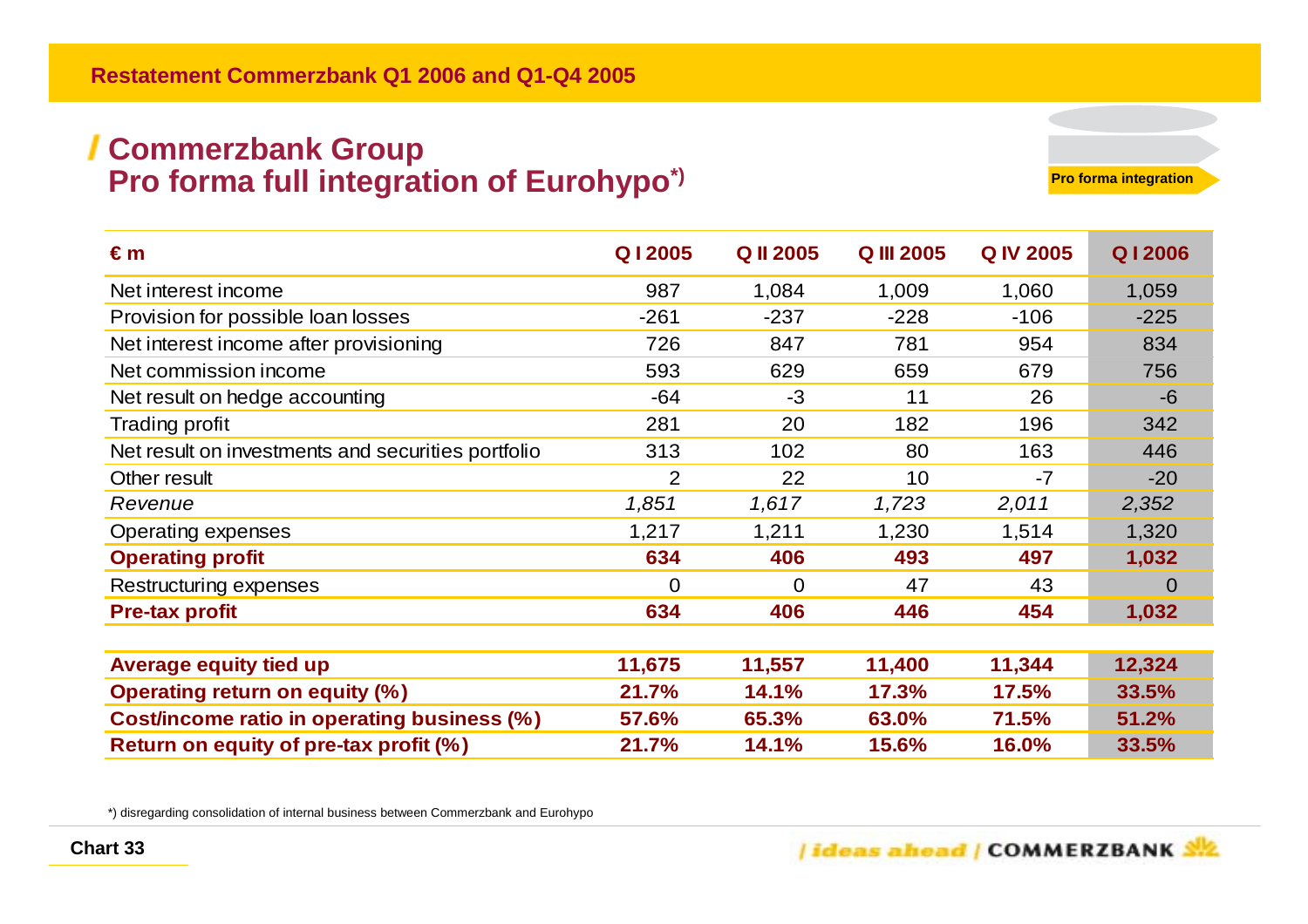Restatement Commerzbank Q1 2006 and Q1-Q4 2005

# Commerzbank Group
## Pro forma full integration of Eurohypo*)

Pro forma integration

| € m | Q I 2005 | Q II 2005 | Q III 2005 | Q IV 2005 | Q I 2006 |
|---|---|---|---|---|---|
| Net interest income | 987 | 1,084 | 1,009 | 1,060 | 1,059 |
| Provision for possible loan losses | -261 | -237 | -228 | -106 | -225 |
| Net interest income after provisioning | 726 | 847 | 781 | 954 | 834 |
| Net commission income | 593 | 629 | 659 | 679 | 756 |
| Net result on hedge accounting | -64 | -3 | 11 | 26 | -6 |
| Trading profit | 281 | 20 | 182 | 196 | 342 |
| Net result on investments and securities portfolio | 313 | 102 | 80 | 163 | 446 |
| Other result | 2 | 22 | 10 | -7 | -20 |
| *Revenue* | *1,851* | *1,617* | *1,723* | *2,011* | *2,352* |
| Operating expenses | 1,217 | 1,211 | 1,230 | 1,514 | 1,320 |
| **Operating profit** | **634** | **406** | **493** | **497** | **1,032** |
| Restructuring expenses | 0 | 0 | 47 | 43 | 0 |
| **Pre-tax profit** | **634** | **406** | **446** | **454** | **1,032** |
| | | | | | |
| **Average equity tied up** | **11,675** | **11,557** | **11,400** | **11,344** | **12,324** |
| **Operating return on equity (%)** | **21.7%** | **14.1%** | **17.3%** | **17.5%** | **33.5%** |
| **Cost/income ratio in operating business (%)** | **57.6%** | **65.3%** | **63.0%** | **71.5%** | **51.2%** |
| **Return on equity of pre-tax profit (%)** | **21.7%** | **14.1%** | **15.6%** | **16.0%** | **33.5%** |

*) disregarding consolidation of internal business between Commerzbank and Eurohypo

Chart 33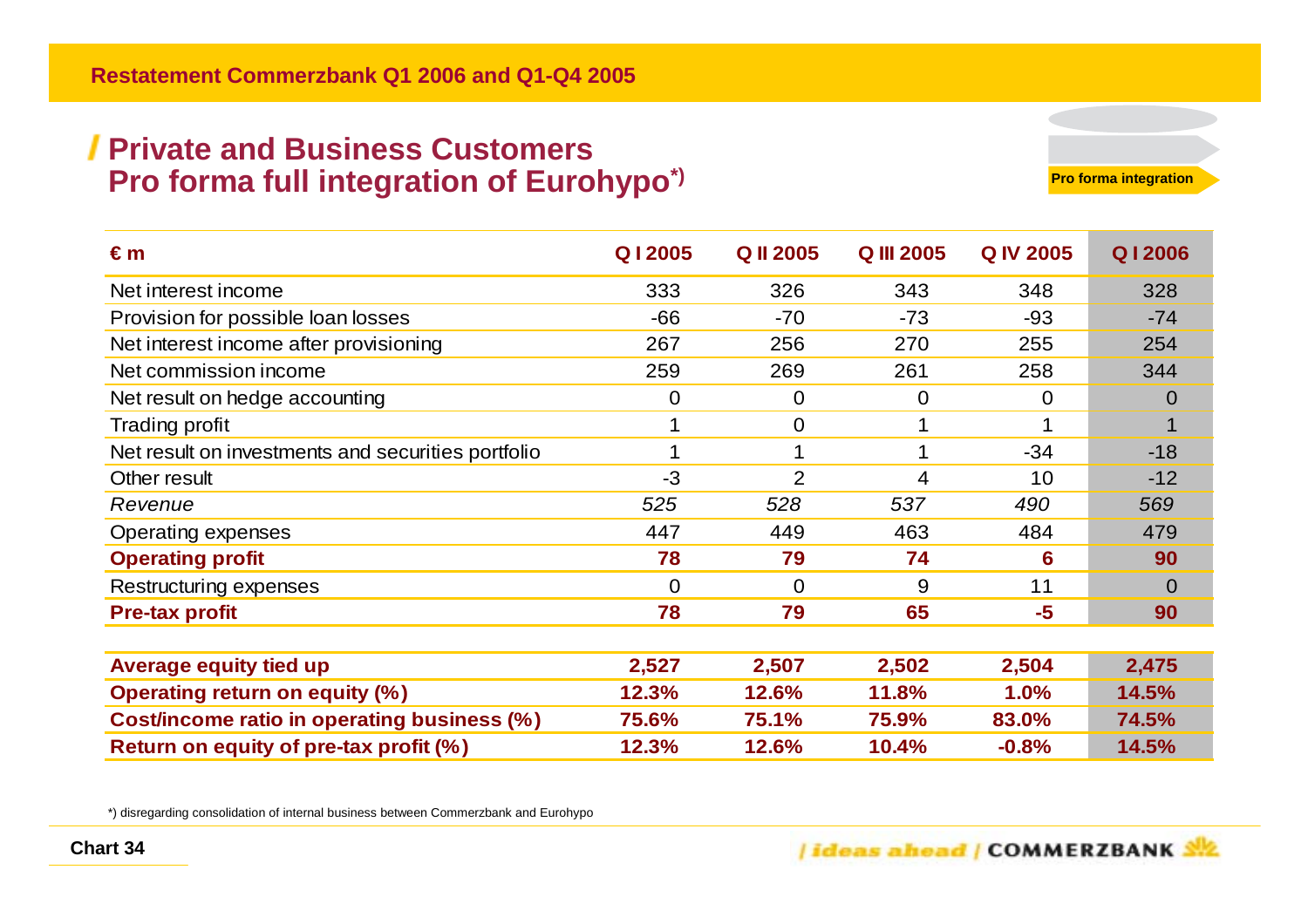Restatement Commerzbank Q1 2006 and Q1-Q4 2005

# Private and Business Customers
# Pro forma full integration of Eurohypo*)

Pro forma integration

| € m | Q I 2005 | Q II 2005 | Q III 2005 | Q IV 2005 | Q I 2006 |
|---|---|---|---|---|---|
| Net interest income | 333 | 326 | 343 | 348 | 328 |
| Provision for possible loan losses | -66 | -70 | -73 | -93 | -74 |
| Net interest income after provisioning | 267 | 256 | 270 | 255 | 254 |
| Net commission income | 259 | 269 | 261 | 258 | 344 |
| Net result on hedge accounting | 0 | 0 | 0 | 0 | 0 |
| Trading profit | 1 | 0 | 1 | 1 | 1 |
| Net result on investments and securities portfolio | 1 | 1 | 1 | -34 | -18 |
| Other result | -3 | 2 | 4 | 10 | -12 |
| *Revenue* | *525* | *528* | *537* | *490* | *569* |
| Operating expenses | 447 | 449 | 463 | 484 | 479 |
| **Operating profit** | **78** | **79** | **74** | **6** | **90** |
| Restructuring expenses | 0 | 0 | 9 | 11 | 0 |
| **Pre-tax profit** | **78** | **79** | **65** | **-5** | **90** |
| | | | | | |
| **Average equity tied up** | **2,527** | **2,507** | **2,502** | **2,504** | **2,475** |
| **Operating return on equity (%)** | **12.3%** | **12.6%** | **11.8%** | **1.0%** | **14.5%** |
| **Cost/income ratio in operating business (%)** | **75.6%** | **75.1%** | **75.9%** | **83.0%** | **74.5%** |
| **Return on equity of pre-tax profit (%)** | **12.3%** | **12.6%** | **10.4%** | **-0.8%** | **14.5%** |

*) disregarding consolidation of internal business between Commerzbank and Eurohypo

Chart 34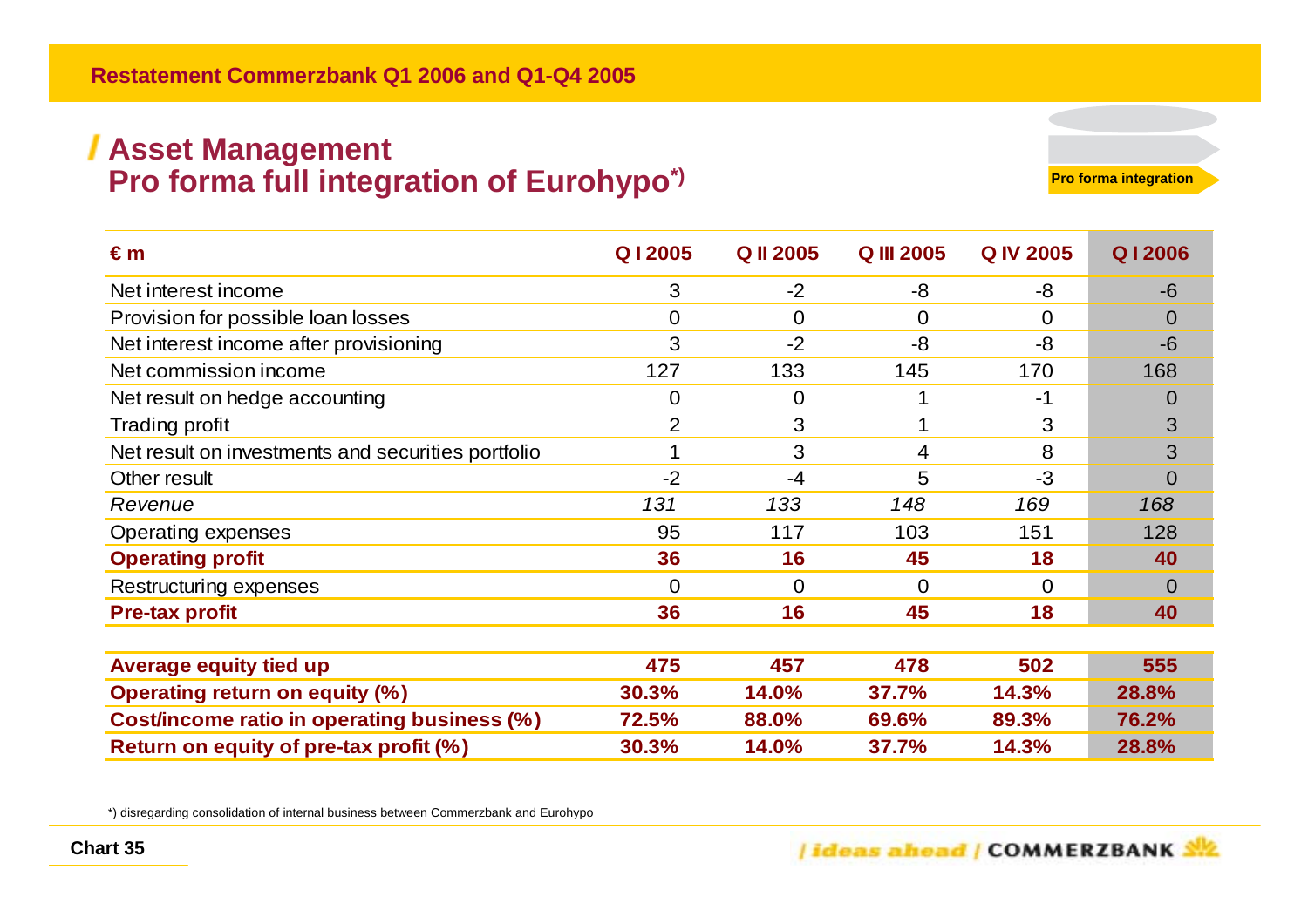Restatement Commerzbank Q1 2006 and Q1-Q4 2005

# Asset Management
## Pro forma full integration of Eurohypo*)

Pro forma integration

| € m | Q I 2005 | Q II 2005 | Q III 2005 | Q IV 2005 | Q I 2006 |
|---|---|---|---|---|---|
| Net interest income | 3 | -2 | -8 | -8 | -6 |
| Provision for possible loan losses | 0 | 0 | 0 | 0 | 0 |
| Net interest income after provisioning | 3 | -2 | -8 | -8 | -6 |
| Net commission income | 127 | 133 | 145 | 170 | 168 |
| Net result on hedge accounting | 0 | 0 | 1 | -1 | 0 |
| Trading profit | 2 | 3 | 1 | 3 | 3 |
| Net result on investments and securities portfolio | 1 | 3 | 4 | 8 | 3 |
| Other result | -2 | -4 | 5 | -3 | 0 |
| *Revenue* | *131* | *133* | *148* | *169* | *168* |
| Operating expenses | 95 | 117 | 103 | 151 | 128 |
| **Operating profit** | **36** | **16** | **45** | **18** | **40** |
| Restructuring expenses | 0 | 0 | 0 | 0 | 0 |
| **Pre-tax profit** | **36** | **16** | **45** | **18** | **40** |
| **Average equity tied up** | **475** | **457** | **478** | **502** | **555** |
| **Operating return on equity (%)** | **30.3%** | **14.0%** | **37.7%** | **14.3%** | **28.8%** |
| **Cost/income ratio in operating business (%)** | **72.5%** | **88.0%** | **69.6%** | **89.3%** | **76.2%** |
| **Return on equity of pre-tax profit (%)** | **30.3%** | **14.0%** | **37.7%** | **14.3%** | **28.8%** |

*) disregarding consolidation of internal business between Commerzbank and Eurohypo

Chart 35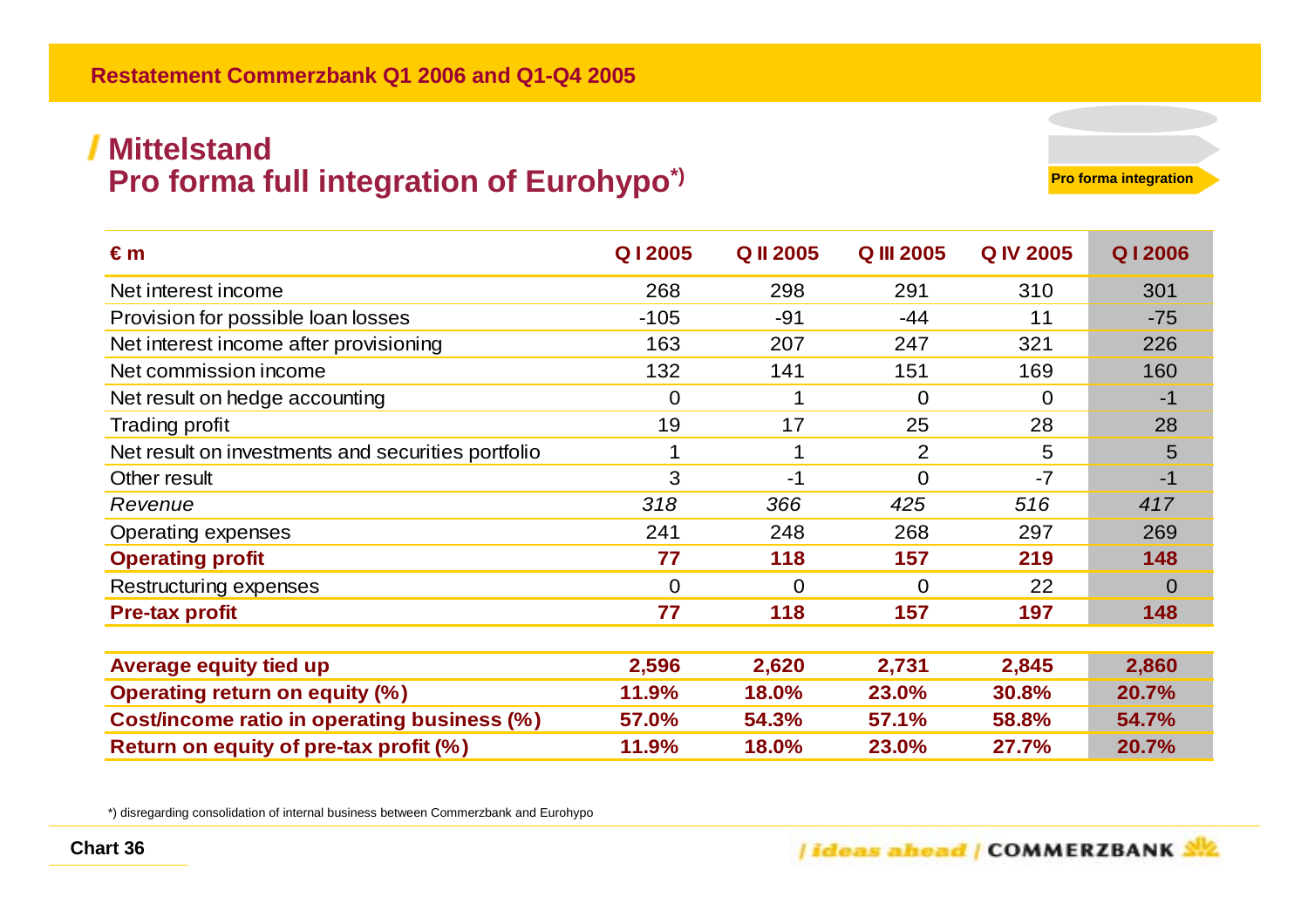Restatement Commerzbank Q1 2006 and Q1-Q4 2005

# Mittelstand
## Pro forma full integration of Eurohypo*)

Pro forma integration

| € m | Q I 2005 | Q II 2005 | Q III 2005 | Q IV 2005 | Q I 2006 |
|---|---|---|---|---|---|
| Net interest income | 268 | 298 | 291 | 310 | 301 |
| Provision for possible loan losses | -105 | -91 | -44 | 11 | -75 |
| Net interest income after provisioning | 163 | 207 | 247 | 321 | 226 |
| Net commission income | 132 | 141 | 151 | 169 | 160 |
| Net result on hedge accounting | 0 | 1 | 0 | 0 | -1 |
| Trading profit | 19 | 17 | 25 | 28 | 28 |
| Net result on investments and securities portfolio | 1 | 1 | 2 | 5 | 5 |
| Other result | 3 | -1 | 0 | -7 | -1 |
| *Revenue* | *318* | *366* | *425* | *516* | *417* |
| Operating expenses | 241 | 248 | 268 | 297 | 269 |
| **Operating profit** | **77** | **118** | **157** | **219** | **148** |
| Restructuring expenses | 0 | 0 | 0 | 22 | 0 |
| **Pre-tax profit** | **77** | **118** | **157** | **197** | **148** |
| | | | | | |
| **Average equity tied up** | **2,596** | **2,620** | **2,731** | **2,845** | **2,860** |
| **Operating return on equity (%)** | **11.9%** | **18.0%** | **23.0%** | **30.8%** | **20.7%** |
| **Cost/income ratio in operating business (%)** | **57.0%** | **54.3%** | **57.1%** | **58.8%** | **54.7%** |
| **Return on equity of pre-tax profit (%)** | **11.9%** | **18.0%** | **23.0%** | **27.7%** | **20.7%** |

*) disregarding consolidation of internal business between Commerzbank and Eurohypo

Chart 36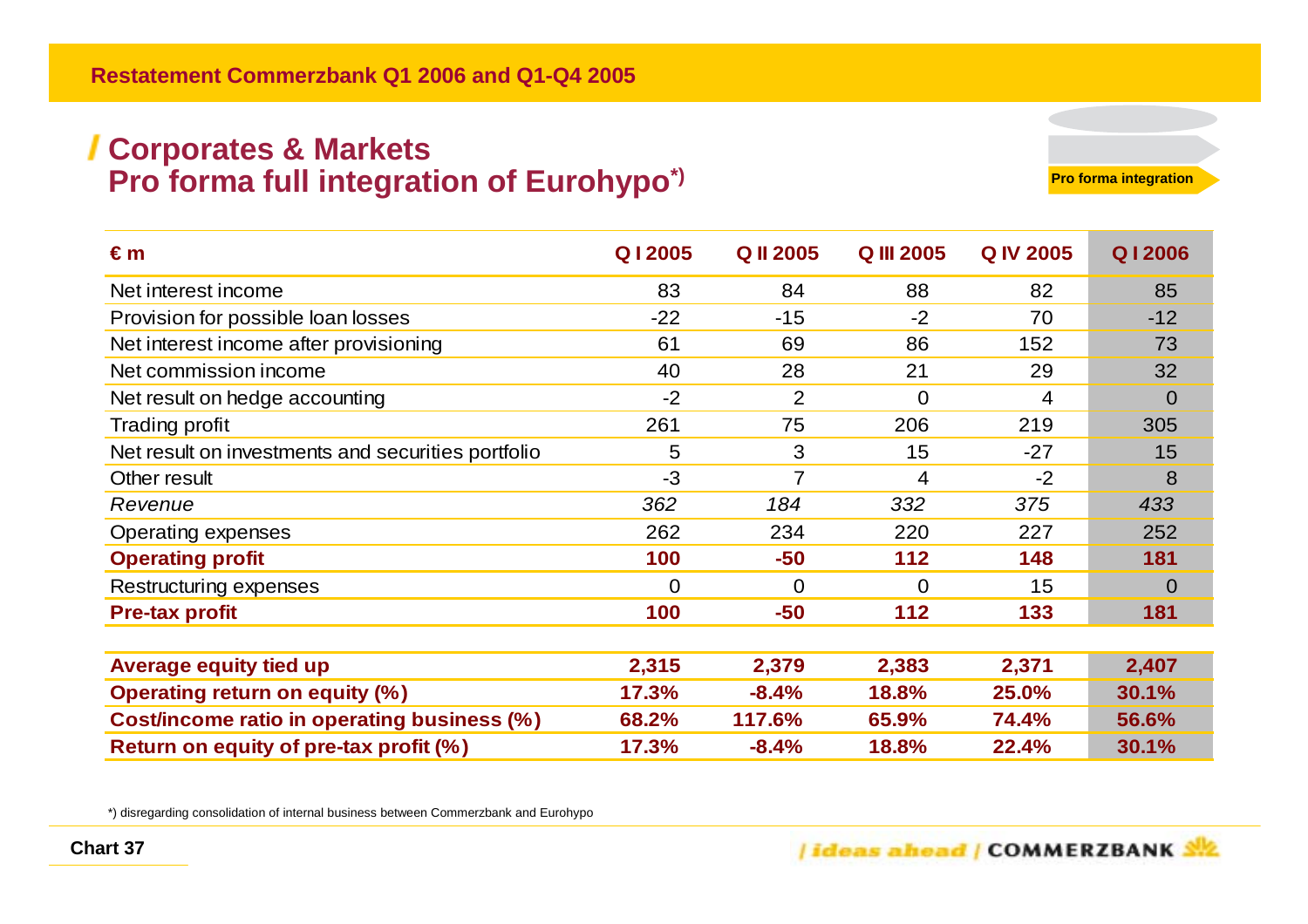Restatement Commerzbank Q1 2006 and Q1-Q4 2005

# Corporates & Markets
## Pro forma full integration of Eurohypo*)

Pro forma integration

| € m | Q I 2005 | Q II 2005 | Q III 2005 | Q IV 2005 | Q I 2006 |
|---|---|---|---|---|---|
| Net interest income | 83 | 84 | 88 | 82 | 85 |
| Provision for possible loan losses | -22 | -15 | -2 | 70 | -12 |
| Net interest income after provisioning | 61 | 69 | 86 | 152 | 73 |
| Net commission income | 40 | 28 | 21 | 29 | 32 |
| Net result on hedge accounting | -2 | 2 | 0 | 4 | 0 |
| Trading profit | 261 | 75 | 206 | 219 | 305 |
| Net result on investments and securities portfolio | 5 | 3 | 15 | -27 | 15 |
| Other result | -3 | 7 | 4 | -2 | 8 |
| *Revenue* | *362* | *184* | *332* | *375* | *433* |
| Operating expenses | 262 | 234 | 220 | 227 | 252 |
| **Operating profit** | **100** | **-50** | **112** | **148** | **181** |
| Restructuring expenses | 0 | 0 | 0 | 15 | 0 |
| **Pre-tax profit** | **100** | **-50** | **112** | **133** | **181** |
| | | | | | |
| **Average equity tied up** | **2,315** | **2,379** | **2,383** | **2,371** | **2,407** |
| **Operating return on equity (%)** | **17.3%** | **-8.4%** | **18.8%** | **25.0%** | **30.1%** |
| **Cost/income ratio in operating business (%)** | **68.2%** | **117.6%** | **65.9%** | **74.4%** | **56.6%** |
| **Return on equity of pre-tax profit (%)** | **17.3%** | **-8.4%** | **18.8%** | **22.4%** | **30.1%** |

*) disregarding consolidation of internal business between Commerzbank and Eurohypo

Chart 37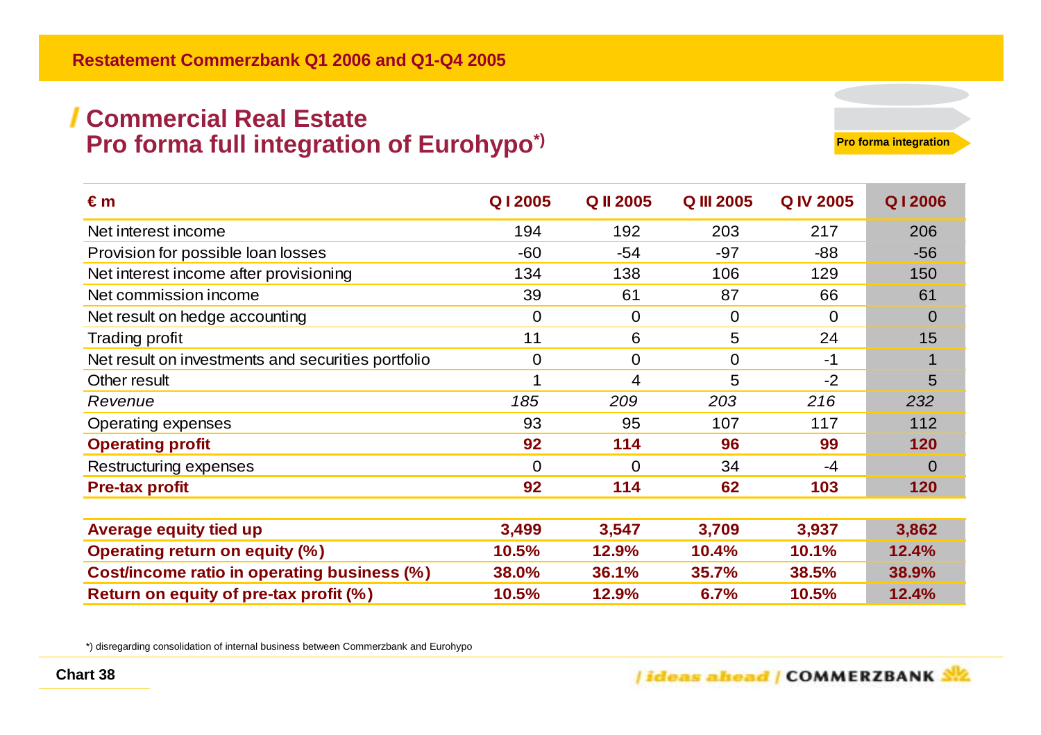Restatement Commerzbank Q1 2006 and Q1-Q4 2005

# Commercial Real Estate
## Pro forma full integration of Eurohypo*)

Pro forma integration

| € m | Q I 2005 | Q II 2005 | Q III 2005 | Q IV 2005 | Q I 2006 |
|---|---|---|---|---|---|
| Net interest income | 194 | 192 | 203 | 217 | 206 |
| Provision for possible loan losses | -60 | -54 | -97 | -88 | -56 |
| Net interest income after provisioning | 134 | 138 | 106 | 129 | 150 |
| Net commission income | 39 | 61 | 87 | 66 | 61 |
| Net result on hedge accounting | 0 | 0 | 0 | 0 | 0 |
| Trading profit | 11 | 6 | 5 | 24 | 15 |
| Net result on investments and securities portfolio | 0 | 0 | 0 | -1 | 1 |
| Other result | 1 | 4 | 5 | -2 | 5 |
| *Revenue* | *185* | *209* | *203* | *216* | *232* |
| Operating expenses | 93 | 95 | 107 | 117 | 112 |
| **Operating profit** | **92** | **114** | **96** | **99** | **120** |
| Restructuring expenses | 0 | 0 | 34 | -4 | 0 |
| **Pre-tax profit** | **92** | **114** | **62** | **103** | **120** |
| | | | | | |
| **Average equity tied up** | **3,499** | **3,547** | **3,709** | **3,937** | **3,862** |
| **Operating return on equity (%)** | **10.5%** | **12.9%** | **10.4%** | **10.1%** | **12.4%** |
| **Cost/income ratio in operating business (%)** | **38.0%** | **36.1%** | **35.7%** | **38.5%** | **38.9%** |
| **Return on equity of pre-tax profit (%)** | **10.5%** | **12.9%** | **6.7%** | **10.5%** | **12.4%** |

*) disregarding consolidation of internal business between Commerzbank and Eurohypo

Chart 38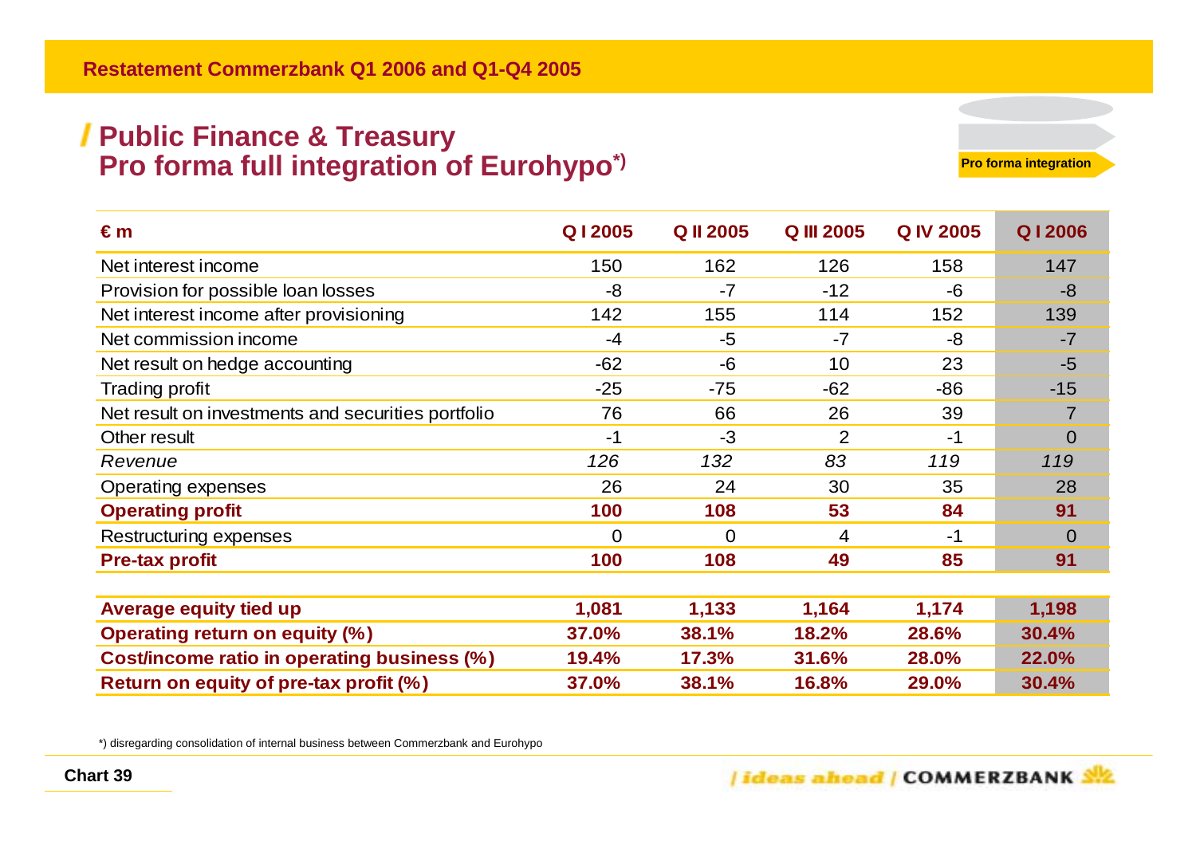Restatement Commerzbank Q1 2006 and Q1-Q4 2005

# Public Finance & Treasury
# Pro forma full integration of Eurohypo*)

Pro forma integration

| € m | Q I 2005 | Q II 2005 | Q III 2005 | Q IV 2005 | Q I 2006 |
|---|---|---|---|---|---|
| Net interest income | 150 | 162 | 126 | 158 | 147 |
| Provision for possible loan losses | -8 | -7 | -12 | -6 | -8 |
| Net interest income after provisioning | 142 | 155 | 114 | 152 | 139 |
| Net commission income | -4 | -5 | -7 | -8 | -7 |
| Net result on hedge accounting | -62 | -6 | 10 | 23 | -5 |
| Trading profit | -25 | -75 | -62 | -86 | -15 |
| Net result on investments and securities portfolio | 76 | 66 | 26 | 39 | 7 |
| Other result | -1 | -3 | 2 | -1 | 0 |
| *Revenue* | *126* | *132* | *83* | *119* | *119* |
| Operating expenses | 26 | 24 | 30 | 35 | 28 |
| **Operating profit** | **100** | **108** | **53** | **84** | **91** |
| Restructuring expenses | 0 | 0 | 4 | -1 | 0 |
| **Pre-tax profit** | **100** | **108** | **49** | **85** | **91** |
| | | | | | |
| **Average equity tied up** | **1,081** | **1,133** | **1,164** | **1,174** | **1,198** |
| **Operating return on equity (%)** | **37.0%** | **38.1%** | **18.2%** | **28.6%** | **30.4%** |
| **Cost/income ratio in operating business (%)** | **19.4%** | **17.3%** | **31.6%** | **28.0%** | **22.0%** |
| **Return on equity of pre-tax profit (%)** | **37.0%** | **38.1%** | **16.8%** | **29.0%** | **30.4%** |

*) disregarding consolidation of internal business between Commerzbank and Eurohypo

Chart 39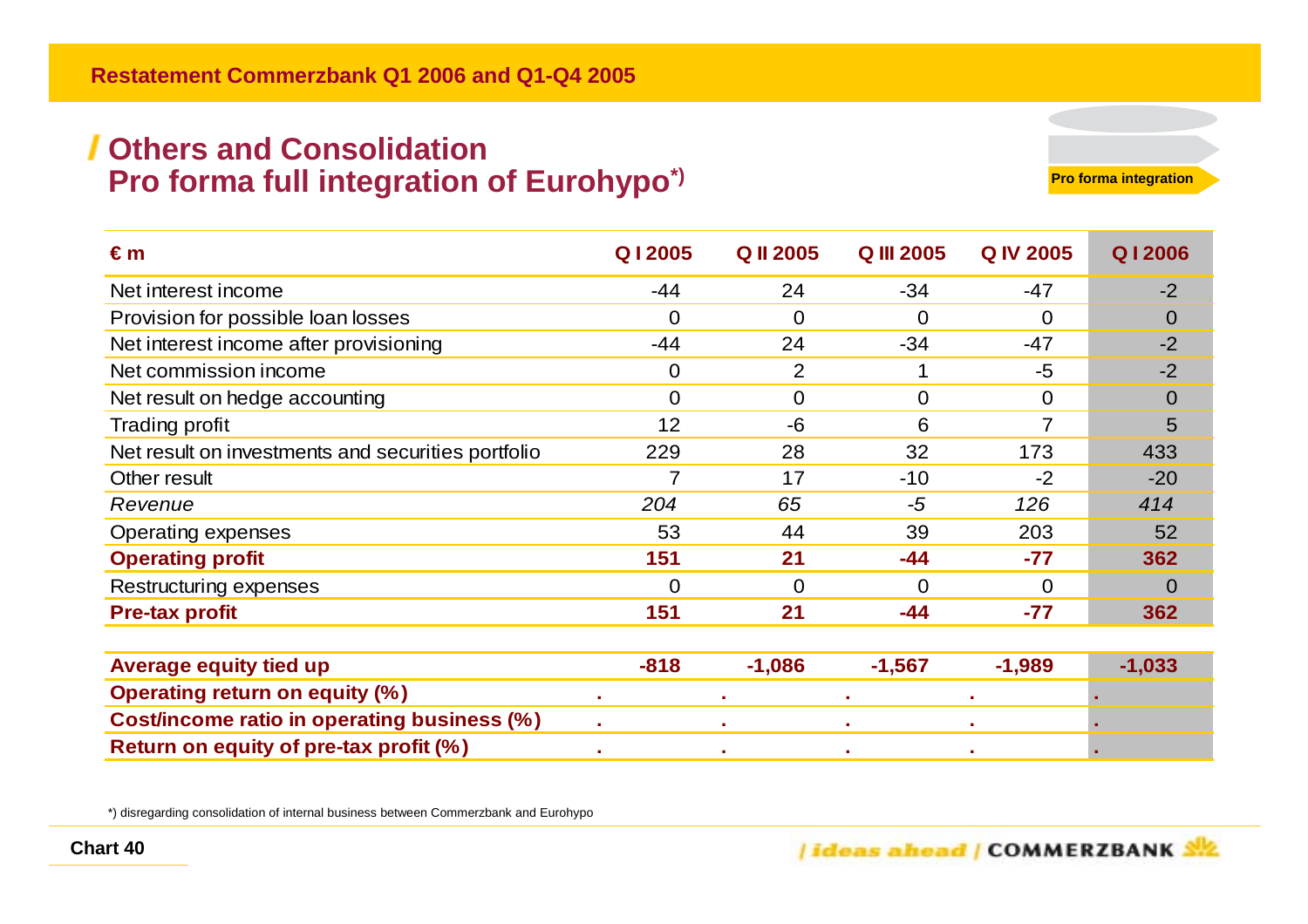Restatement Commerzbank Q1 2006 and Q1-Q4 2005

# Others and Consolidation
## Pro forma full integration of Eurohypo*)

Pro forma integration

| € m | Q I 2005 | Q II 2005 | Q III 2005 | Q IV 2005 | Q I 2006 |
|---|---|---|---|---|---|
| Net interest income | -44 | 24 | -34 | -47 | -2 |
| Provision for possible loan losses | 0 | 0 | 0 | 0 | 0 |
| Net interest income after provisioning | -44 | 24 | -34 | -47 | -2 |
| Net commission income | 0 | 2 | 1 | -5 | -2 |
| Net result on hedge accounting | 0 | 0 | 0 | 0 | 0 |
| Trading profit | 12 | -6 | 6 | 7 | 5 |
| Net result on investments and securities portfolio | 229 | 28 | 32 | 173 | 433 |
| Other result | 7 | 17 | -10 | -2 | -20 |
| *Revenue* | *204* | *65* | *-5* | *126* | *414* |
| Operating expenses | 53 | 44 | 39 | 203 | 52 |
| **Operating profit** | **151** | **21** | **-44** | **-77** | **362** |
| Restructuring expenses | 0 | 0 | 0 | 0 | 0 |
| **Pre-tax profit** | **151** | **21** | **-44** | **-77** | **362** |
| | | | | | |
| **Average equity tied up** | **-818** | **-1,086** | **-1,567** | **-1,989** | **-1,033** |
| **Operating return on equity (%)** | . | . | . | . | . |
| **Cost/income ratio in operating business (%)** | . | . | . | . | . |
| **Return on equity of pre-tax profit (%)** | . | . | . | . | . |

*) disregarding consolidation of internal business between Commerzbank and Eurohypo

Chart 40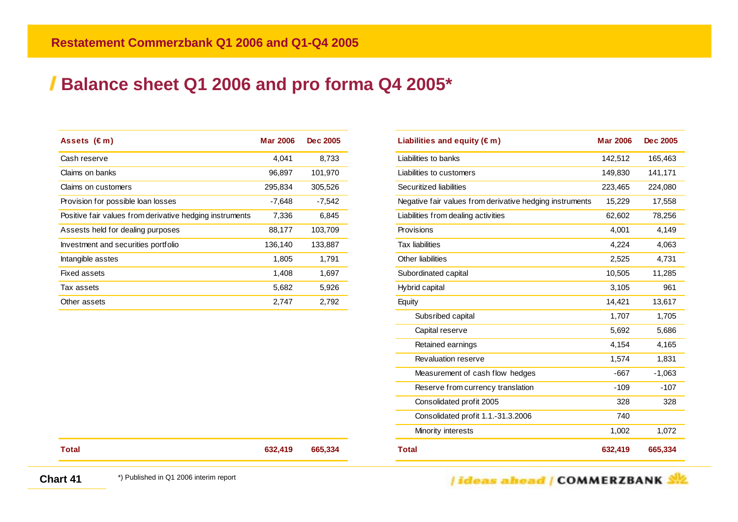## Restatement Commerzbank Q1 2006 and Q1-Q4 2005

# Balance sheet Q1 2006 and pro forma Q4 2005*

| Assets (€ m) | Mar 2006 | Dec 2005 |
|---|---|---|
| Cash reserve | 4,041 | 8,733 |
| Claims on banks | 96,897 | 101,970 |
| Claims on customers | 295,834 | 305,526 |
| Provision for possible loan losses | -7,648 | -7,542 |
| Positive fair values from derivative hedging instruments | 7,336 | 6,845 |
| Assests held for dealing purposes | 88,177 | 103,709 |
| Investment and securities portfolio | 136,140 | 133,887 |
| Intangible asstes | 1,805 | 1,791 |
| Fixed assets | 1,408 | 1,697 |
| Tax assets | 5,682 | 5,926 |
| Other assets | 2,747 | 2,792 |
| **Total** | **632,419** | **665,334** |

| Liabilities and equity (€ m) | Mar 2006 | Dec 2005 |
|---|---|---|
| Liabilities to banks | 142,512 | 165,463 |
| Liabilities to customers | 149,830 | 141,171 |
| Securitized liabilities | 223,465 | 224,080 |
| Negative fair values from derivative hedging instruments | 15,229 | 17,558 |
| Liabilities from dealing activities | 62,602 | 78,256 |
| Provisions | 4,001 | 4,149 |
| Tax liabilities | 4,224 | 4,063 |
| Other liabilities | 2,525 | 4,731 |
| Subordinated capital | 10,505 | 11,285 |
| Hybrid capital | 3,105 | 961 |
| Equity | 14,421 | 13,617 |
| Subsribed capital | 1,707 | 1,705 |
| Capital reserve | 5,692 | 5,686 |
| Retained earnings | 4,154 | 4,165 |
| Revaluation reserve | 1,574 | 1,831 |
| Measurement of cash flow hedges | -667 | -1,063 |
| Reserve from currency translation | -109 | -107 |
| Consolidated profit 2005 | 328 | 328 |
| Consolidated profit 1.1.-31.3.2006 | 740 | |
| Minority interests | 1,002 | 1,072 |
| **Total** | **632,419** | **665,334** |

*) Published in Q1 2006 interim report

Chart 41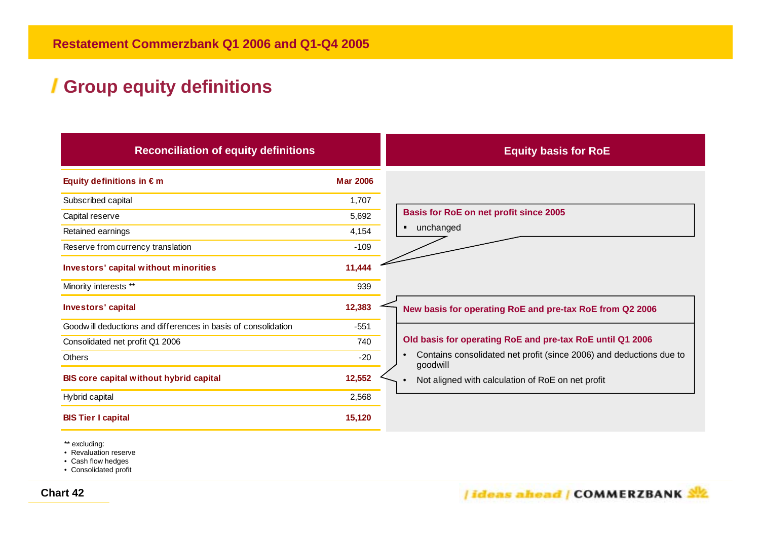## Restatement Commerzbank Q1 2006 and Q1-Q4 2005

# Group equity definitions

### Reconciliation of equity definitions

| Equity definitions in € m | Mar 2006 |
|---|---|
| Subscribed capital | 1,707 |
| Capital reserve | 5,692 |
| Retained earnings | 4,154 |
| Reserve from currency translation | -109 |
| **Investors' capital without minorities** | **11,444** |
| Minority interests ** | 939 |
| **Investors' capital** | **12,383** |
| Goodwill deductions and differences in basis of consolidation | -551 |
| Consolidated net profit Q1 2006 | 740 |
| Others | -20 |
| **BIS core capital without hybrid capital** | **12,552** |
| Hybrid capital | 2,568 |
| **BIS Tier I capital** | **15,120** |

** excluding:
- Revaluation reserve
- Cash flow hedges
- Consolidated profit

### Equity basis for RoE

**Basis for RoE on net profit since 2005** (Investors' capital without minorities)

- unchanged

**New basis for operating RoE and pre-tax RoE from Q2 2006** (Investors' capital)

**Old basis for operating RoE and pre-tax RoE until Q1 2006** (BIS core capital without hybrid capital)

- Contains consolidated net profit (since 2006) and deductions due to goodwill
- Not aligned with calculation of RoE on net profit

Chart 42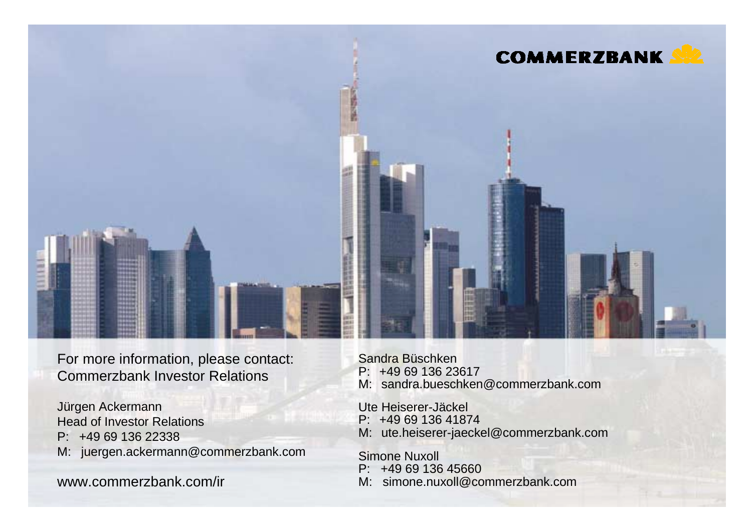COMMERZBANK

For more information, please contact:
Commerzbank Investor Relations

Jürgen Ackermann
Head of Investor Relations
P: +49 69 136 22338
M: juergen.ackermann@commerzbank.com

www.commerzbank.com/ir

Sandra Büschken
P: +49 69 136 23617
M: sandra.bueschken@commerzbank.com

Ute Heiserer-Jäckel
P: +49 69 136 41874
M: ute.heiserer-jaeckel@commerzbank.com

Simone Nuxoll
P: +49 69 136 45660
M: simone.nuxoll@commerzbank.com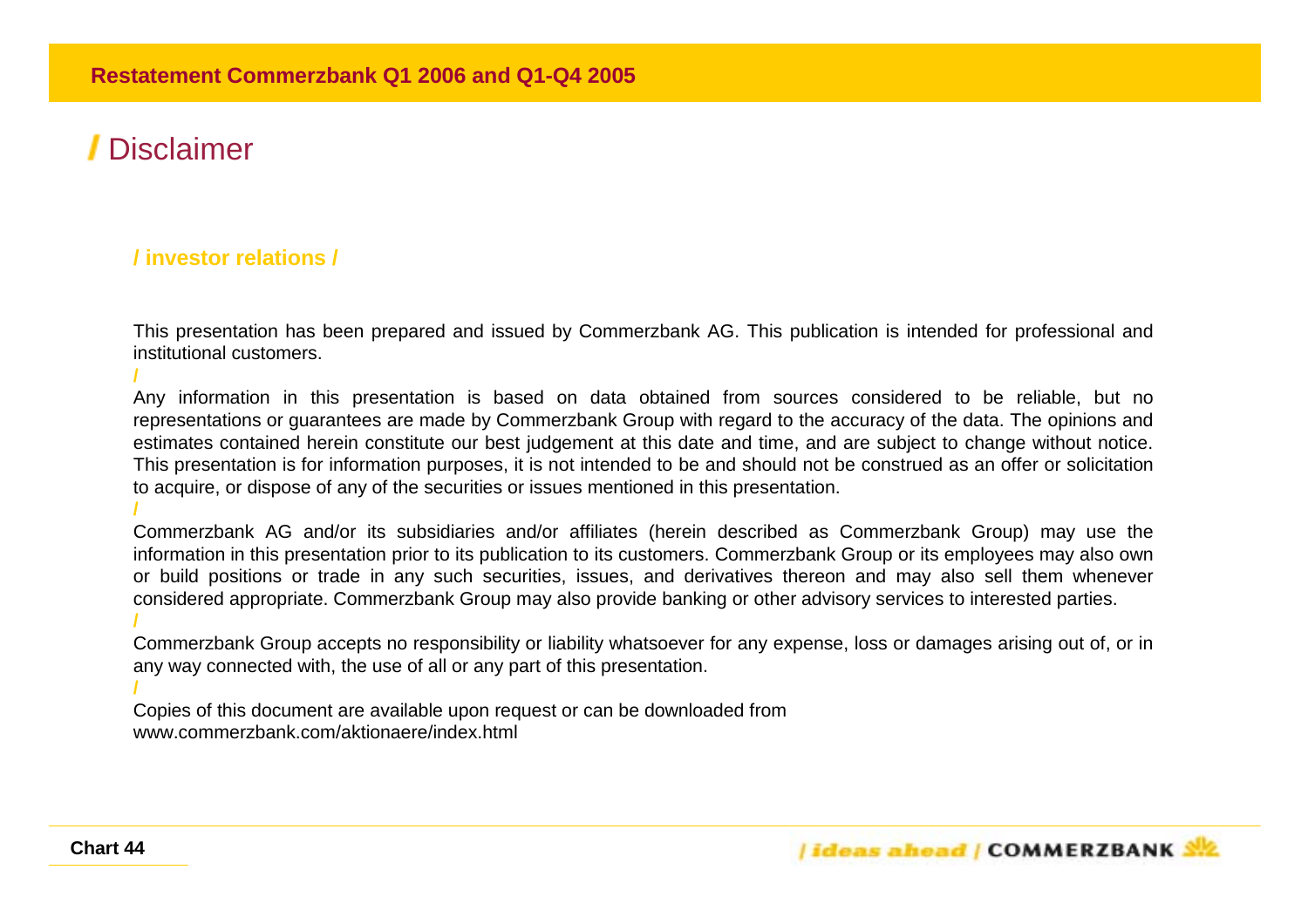# Disclaimer

**/ investor relations /**

This presentation has been prepared and issued by Commerzbank AG. This publication is intended for professional and institutional customers.

Any information in this presentation is based on data obtained from sources considered to be reliable, but no representations or guarantees are made by Commerzbank Group with regard to the accuracy of the data. The opinions and estimates contained herein constitute our best judgement at this date and time, and are subject to change without notice. This presentation is for information purposes, it is not intended to be and should not be construed as an offer or solicitation to acquire, or dispose of any of the securities or issues mentioned in this presentation.

Commerzbank AG and/or its subsidiaries and/or affiliates (herein described as Commerzbank Group) may use the information in this presentation prior to its publication to its customers. Commerzbank Group or its employees may also own or build positions or trade in any such securities, issues, and derivatives thereon and may also sell them whenever considered appropriate. Commerzbank Group may also provide banking or other advisory services to interested parties.

Commerzbank Group accepts no responsibility or liability whatsoever for any expense, loss or damages arising out of, or in any way connected with, the use of all or any part of this presentation.

Copies of this document are available upon request or can be downloaded from
www.commerzbank.com/aktionaere/index.html